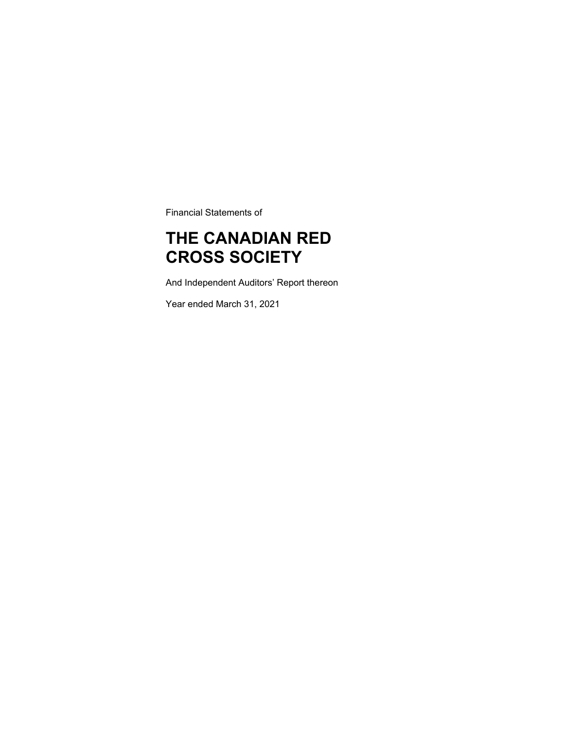Financial Statements of

# THE CANADIAN RED CROSS SOCIETY

And Independent Auditors' Report thereon

Year ended March 31, 2021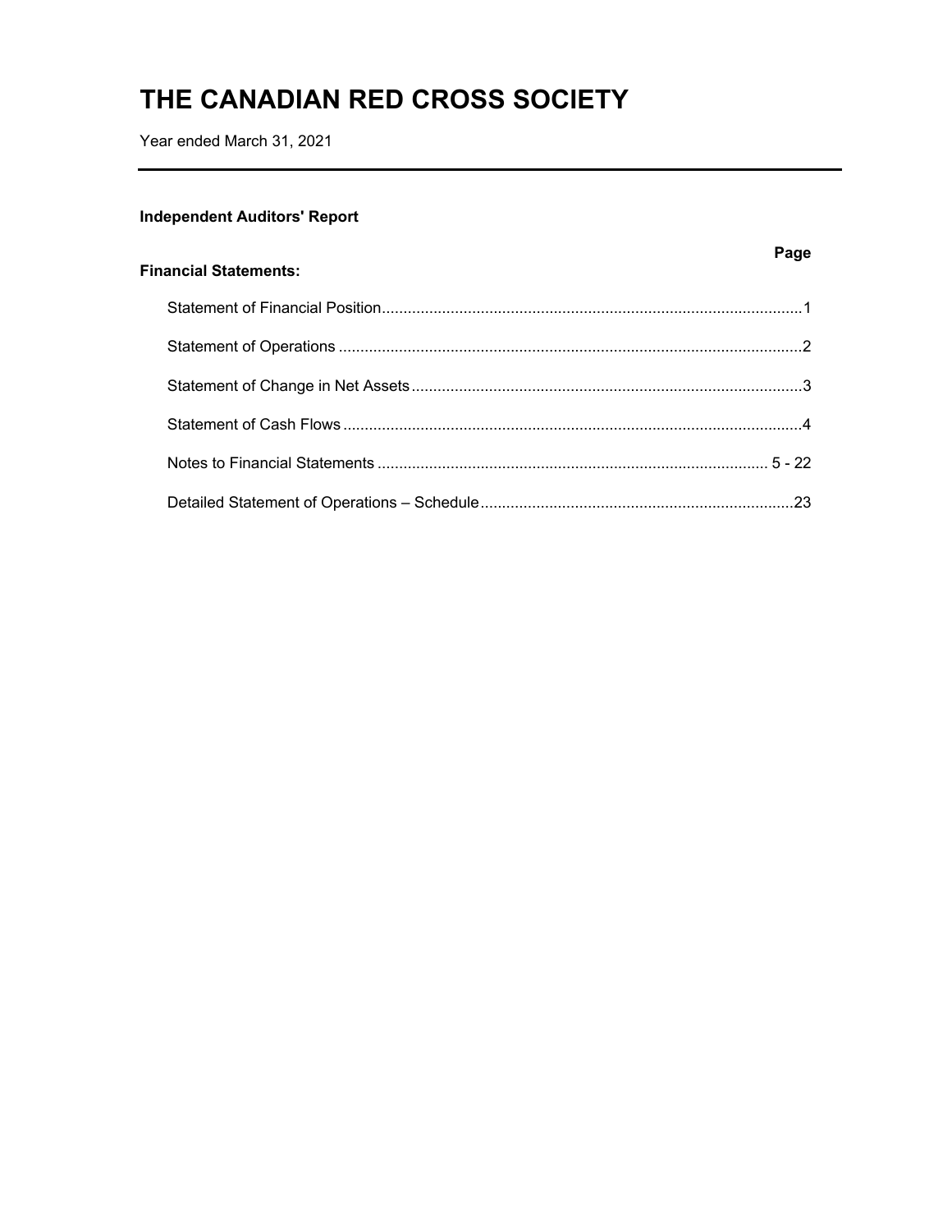# THE CANADIAN RED CROSS SOCIETY

Year ended March 31, 2021

**Independent Auditors' Report**

| **Financial Statements:** | **Page** |
| --- | --- |
| Statement of Financial Position | 1 |
| Statement of Operations | 2 |
| Statement of Change in Net Assets | 3 |
| Statement of Cash Flows | 4 |
| Notes to Financial Statements | 5 - 22 |
| Detailed Statement of Operations – Schedule | 23 |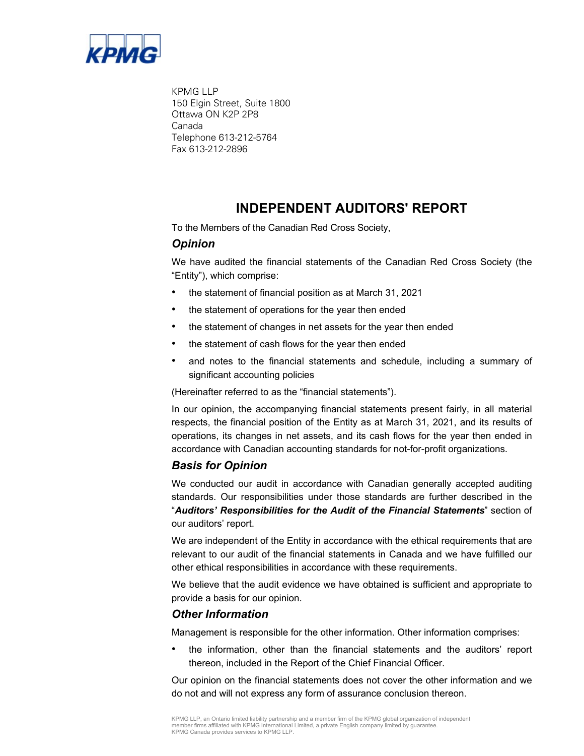KPMG LLP
150 Elgin Street, Suite 1800
Ottawa ON K2P 2P8
Canada
Telephone 613-212-5764
Fax 613-212-2896

# INDEPENDENT AUDITORS' REPORT

To the Members of the Canadian Red Cross Society,

### *Opinion*

We have audited the financial statements of the Canadian Red Cross Society (the "Entity"), which comprise:

- the statement of financial position as at March 31, 2021
- the statement of operations for the year then ended
- the statement of changes in net assets for the year then ended
- the statement of cash flows for the year then ended
- and notes to the financial statements and schedule, including a summary of significant accounting policies

(Hereinafter referred to as the "financial statements").

In our opinion, the accompanying financial statements present fairly, in all material respects, the financial position of the Entity as at March 31, 2021, and its results of operations, its changes in net assets, and its cash flows for the year then ended in accordance with Canadian accounting standards for not-for-profit organizations.

### *Basis for Opinion*

We conducted our audit in accordance with Canadian generally accepted auditing standards. Our responsibilities under those standards are further described in the "***Auditors' Responsibilities for the Audit of the Financial Statements***" section of our auditors' report.

We are independent of the Entity in accordance with the ethical requirements that are relevant to our audit of the financial statements in Canada and we have fulfilled our other ethical responsibilities in accordance with these requirements.

We believe that the audit evidence we have obtained is sufficient and appropriate to provide a basis for our opinion.

### *Other Information*

Management is responsible for the other information. Other information comprises:

- the information, other than the financial statements and the auditors' report thereon, included in the Report of the Chief Financial Officer.

Our opinion on the financial statements does not cover the other information and we do not and will not express any form of assurance conclusion thereon.

KPMG LLP, an Ontario limited liability partnership and a member firm of the KPMG global organization of independent member firms affiliated with KPMG International Limited, a private English company limited by guarantee.
KPMG Canada provides services to KPMG LLP.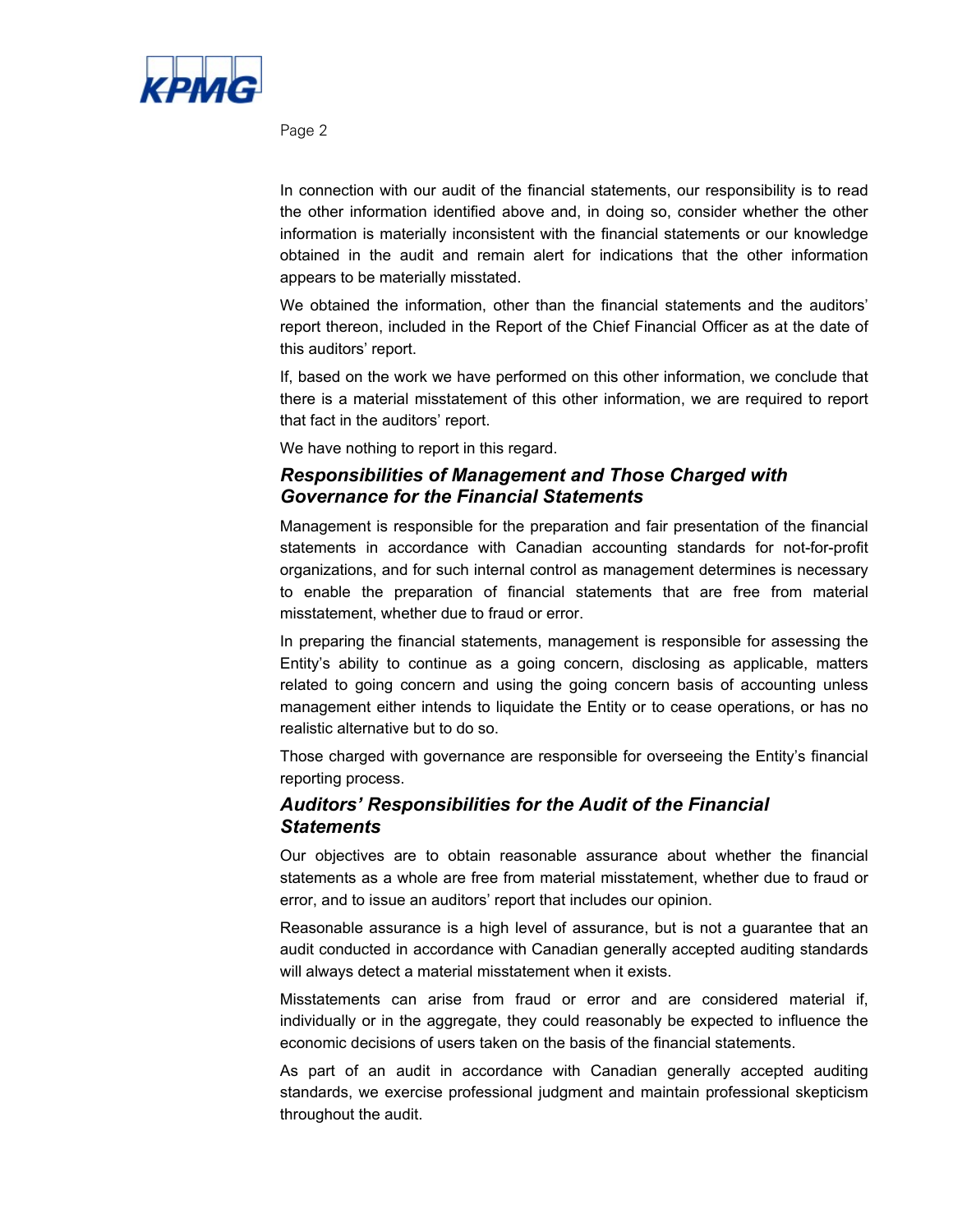In connection with our audit of the financial statements, our responsibility is to read the other information identified above and, in doing so, consider whether the other information is materially inconsistent with the financial statements or our knowledge obtained in the audit and remain alert for indications that the other information appears to be materially misstated.

We obtained the information, other than the financial statements and the auditors' report thereon, included in the Report of the Chief Financial Officer as at the date of this auditors' report.

If, based on the work we have performed on this other information, we conclude that there is a material misstatement of this other information, we are required to report that fact in the auditors' report.

We have nothing to report in this regard.

### *Responsibilities of Management and Those Charged with Governance for the Financial Statements*

Management is responsible for the preparation and fair presentation of the financial statements in accordance with Canadian accounting standards for not-for-profit organizations, and for such internal control as management determines is necessary to enable the preparation of financial statements that are free from material misstatement, whether due to fraud or error.

In preparing the financial statements, management is responsible for assessing the Entity's ability to continue as a going concern, disclosing as applicable, matters related to going concern and using the going concern basis of accounting unless management either intends to liquidate the Entity or to cease operations, or has no realistic alternative but to do so.

Those charged with governance are responsible for overseeing the Entity's financial reporting process.

### *Auditors' Responsibilities for the Audit of the Financial Statements*

Our objectives are to obtain reasonable assurance about whether the financial statements as a whole are free from material misstatement, whether due to fraud or error, and to issue an auditors' report that includes our opinion.

Reasonable assurance is a high level of assurance, but is not a guarantee that an audit conducted in accordance with Canadian generally accepted auditing standards will always detect a material misstatement when it exists.

Misstatements can arise from fraud or error and are considered material if, individually or in the aggregate, they could reasonably be expected to influence the economic decisions of users taken on the basis of the financial statements.

As part of an audit in accordance with Canadian generally accepted auditing standards, we exercise professional judgment and maintain professional skepticism throughout the audit.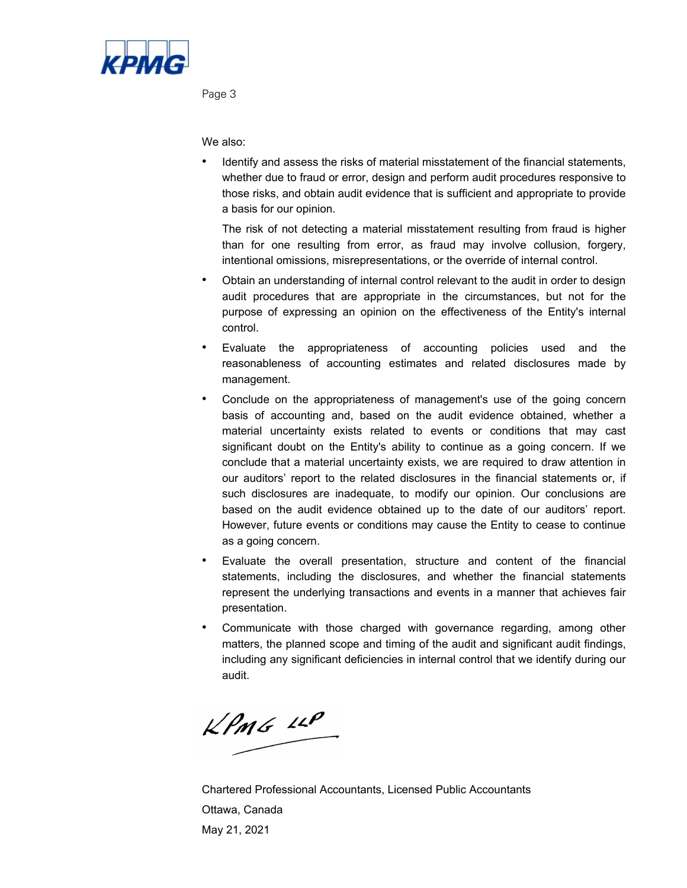We also:

- Identify and assess the risks of material misstatement of the financial statements, whether due to fraud or error, design and perform audit procedures responsive to those risks, and obtain audit evidence that is sufficient and appropriate to provide a basis for our opinion.

  The risk of not detecting a material misstatement resulting from fraud is higher than for one resulting from error, as fraud may involve collusion, forgery, intentional omissions, misrepresentations, or the override of internal control.

- Obtain an understanding of internal control relevant to the audit in order to design audit procedures that are appropriate in the circumstances, but not for the purpose of expressing an opinion on the effectiveness of the Entity's internal control.
- Evaluate the appropriateness of accounting policies used and the reasonableness of accounting estimates and related disclosures made by management.
- Conclude on the appropriateness of management's use of the going concern basis of accounting and, based on the audit evidence obtained, whether a material uncertainty exists related to events or conditions that may cast significant doubt on the Entity's ability to continue as a going concern. If we conclude that a material uncertainty exists, we are required to draw attention in our auditors' report to the related disclosures in the financial statements or, if such disclosures are inadequate, to modify our opinion. Our conclusions are based on the audit evidence obtained up to the date of our auditors' report. However, future events or conditions may cause the Entity to cease to continue as a going concern.
- Evaluate the overall presentation, structure and content of the financial statements, including the disclosures, and whether the financial statements represent the underlying transactions and events in a manner that achieves fair presentation.
- Communicate with those charged with governance regarding, among other matters, the planned scope and timing of the audit and significant audit findings, including any significant deficiencies in internal control that we identify during our audit.

KPMG LLP

Chartered Professional Accountants, Licensed Public Accountants

Ottawa, Canada

May 21, 2021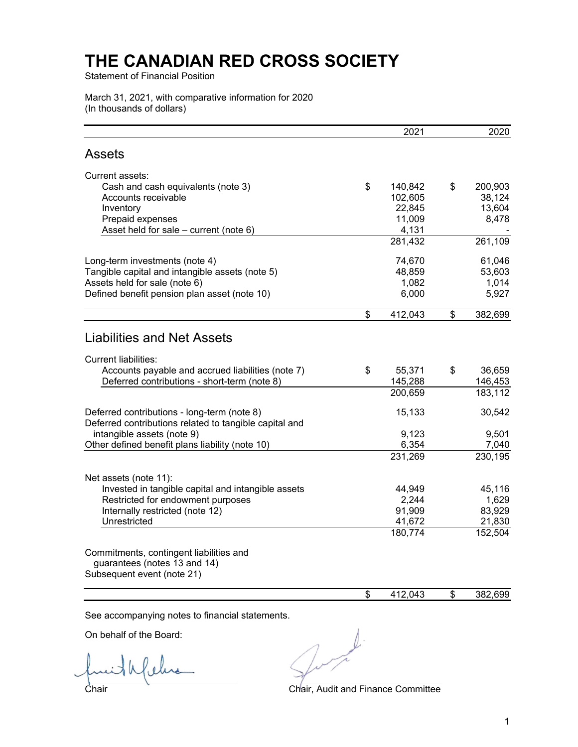# THE CANADIAN RED CROSS SOCIETY

Statement of Financial Position

March 31, 2021, with comparative information for 2020
(In thousands of dollars)

| | 2021 | 2020 |
|---|---|---|
| **Assets** | | |
| Current assets: | | |
| Cash and cash equivalents (note 3) | $ 140,842 | $ 200,903 |
| Accounts receivable | 102,605 | 38,124 |
| Inventory | 22,845 | 13,604 |
| Prepaid expenses | 11,009 | 8,478 |
| Asset held for sale – current (note 6) | 4,131 | - |
| | 281,432 | 261,109 |
| Long-term investments (note 4) | 74,670 | 61,046 |
| Tangible capital and intangible assets (note 5) | 48,859 | 53,603 |
| Assets held for sale (note 6) | 1,082 | 1,014 |
| Defined benefit pension plan asset (note 10) | 6,000 | 5,927 |
| | $ 412,043 | $ 382,699 |
| **Liabilities and Net Assets** | | |
| Current liabilities: | | |
| Accounts payable and accrued liabilities (note 7) | $ 55,371 | $ 36,659 |
| Deferred contributions - short-term (note 8) | 145,288 | 146,453 |
| | 200,659 | 183,112 |
| Deferred contributions - long-term (note 8) | 15,133 | 30,542 |
| Deferred contributions related to tangible capital and intangible assets (note 9) | 9,123 | 9,501 |
| Other defined benefit plans liability (note 10) | 6,354 | 7,040 |
| | 231,269 | 230,195 |
| Net assets (note 11): | | |
| Invested in tangible capital and intangible assets | 44,949 | 45,116 |
| Restricted for endowment purposes | 2,244 | 1,629 |
| Internally restricted (note 12) | 91,909 | 83,929 |
| Unrestricted | 41,672 | 21,830 |
| | 180,774 | 152,504 |
| Commitments, contingent liabilities and guarantees (notes 13 and 14) | | |
| Subsequent event (note 21) | | |
| | $ 412,043 | $ 382,699 |

See accompanying notes to financial statements.

On behalf of the Board:

Chair

Chair, Audit and Finance Committee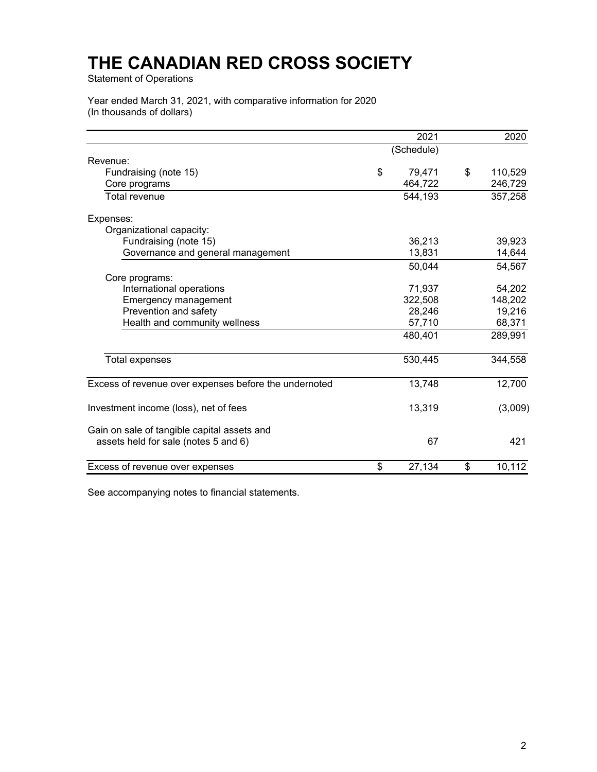# THE CANADIAN RED CROSS SOCIETY

Statement of Operations

Year ended March 31, 2021, with comparative information for 2020
(In thousands of dollars)

| | 2021 | 2020 |
|---|---|---|
| | (Schedule) | |
| Revenue: | | |
| Fundraising (note 15) | $ 79,471 | $ 110,529 |
| Core programs | 464,722 | 246,729 |
| Total revenue | 544,193 | 357,258 |
| | | |
| Expenses: | | |
| Organizational capacity: | | |
| Fundraising (note 15) | 36,213 | 39,923 |
| Governance and general management | 13,831 | 14,644 |
| | 50,044 | 54,567 |
| Core programs: | | |
| International operations | 71,937 | 54,202 |
| Emergency management | 322,508 | 148,202 |
| Prevention and safety | 28,246 | 19,216 |
| Health and community wellness | 57,710 | 68,371 |
| | 480,401 | 289,991 |
| | | |
| Total expenses | 530,445 | 344,558 |
| | | |
| Excess of revenue over expenses before the undernoted | 13,748 | 12,700 |
| | | |
| Investment income (loss), net of fees | 13,319 | (3,009) |
| | | |
| Gain on sale of tangible capital assets and assets held for sale (notes 5 and 6) | 67 | 421 |
| | | |
| Excess of revenue over expenses | $ 27,134 | $ 10,112 |

See accompanying notes to financial statements.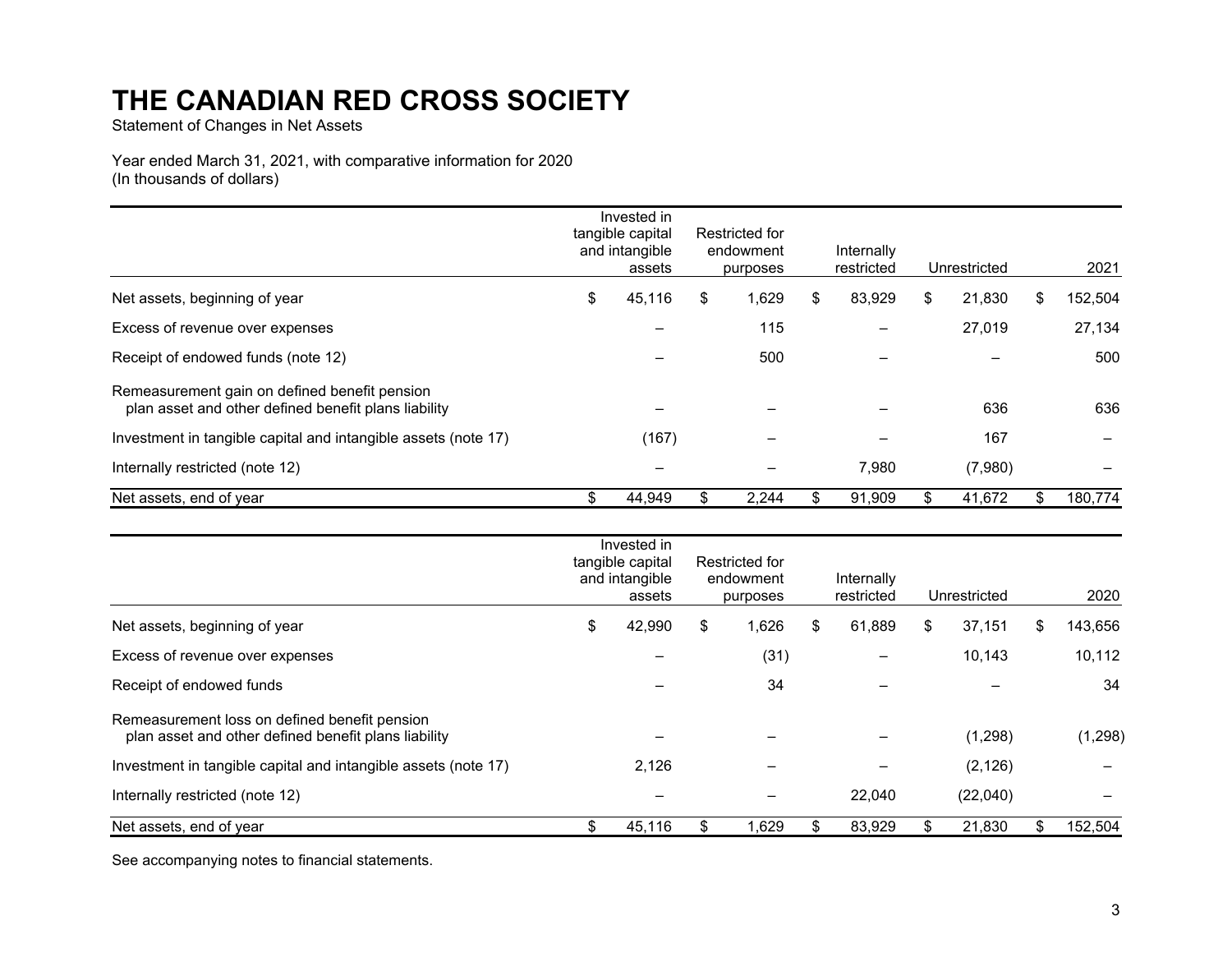# THE CANADIAN RED CROSS SOCIETY

Statement of Changes in Net Assets

Year ended March 31, 2021, with comparative information for 2020
(In thousands of dollars)

| | Invested in tangible capital and intangible assets | Restricted for endowment purposes | Internally restricted | Unrestricted | 2021 |
|---|---|---|---|---|---|
| Net assets, beginning of year | $ 45,116 | $ 1,629 | $ 83,929 | $ 21,830 | $ 152,504 |
| Excess of revenue over expenses | – | 115 | – | 27,019 | 27,134 |
| Receipt of endowed funds (note 12) | – | 500 | – | – | 500 |
| Remeasurement gain on defined benefit pension plan asset and other defined benefit plans liability | – | – | – | 636 | 636 |
| Investment in tangible capital and intangible assets (note 17) | (167) | – | – | 167 | – |
| Internally restricted (note 12) | – | – | 7,980 | (7,980) | – |
| Net assets, end of year | $ 44,949 | $ 2,244 | $ 91,909 | $ 41,672 | $ 180,774 |

| | Invested in tangible capital and intangible assets | Restricted for endowment purposes | Internally restricted | Unrestricted | 2020 |
|---|---|---|---|---|---|
| Net assets, beginning of year | $ 42,990 | $ 1,626 | $ 61,889 | $ 37,151 | $ 143,656 |
| Excess of revenue over expenses | – | (31) | – | 10,143 | 10,112 |
| Receipt of endowed funds | – | 34 | – | – | 34 |
| Remeasurement loss on defined benefit pension plan asset and other defined benefit plans liability | – | – | – | (1,298) | (1,298) |
| Investment in tangible capital and intangible assets (note 17) | 2,126 | – | – | (2,126) | – |
| Internally restricted (note 12) | – | – | 22,040 | (22,040) | – |
| Net assets, end of year | $ 45,116 | $ 1,629 | $ 83,929 | $ 21,830 | $ 152,504 |

See accompanying notes to financial statements.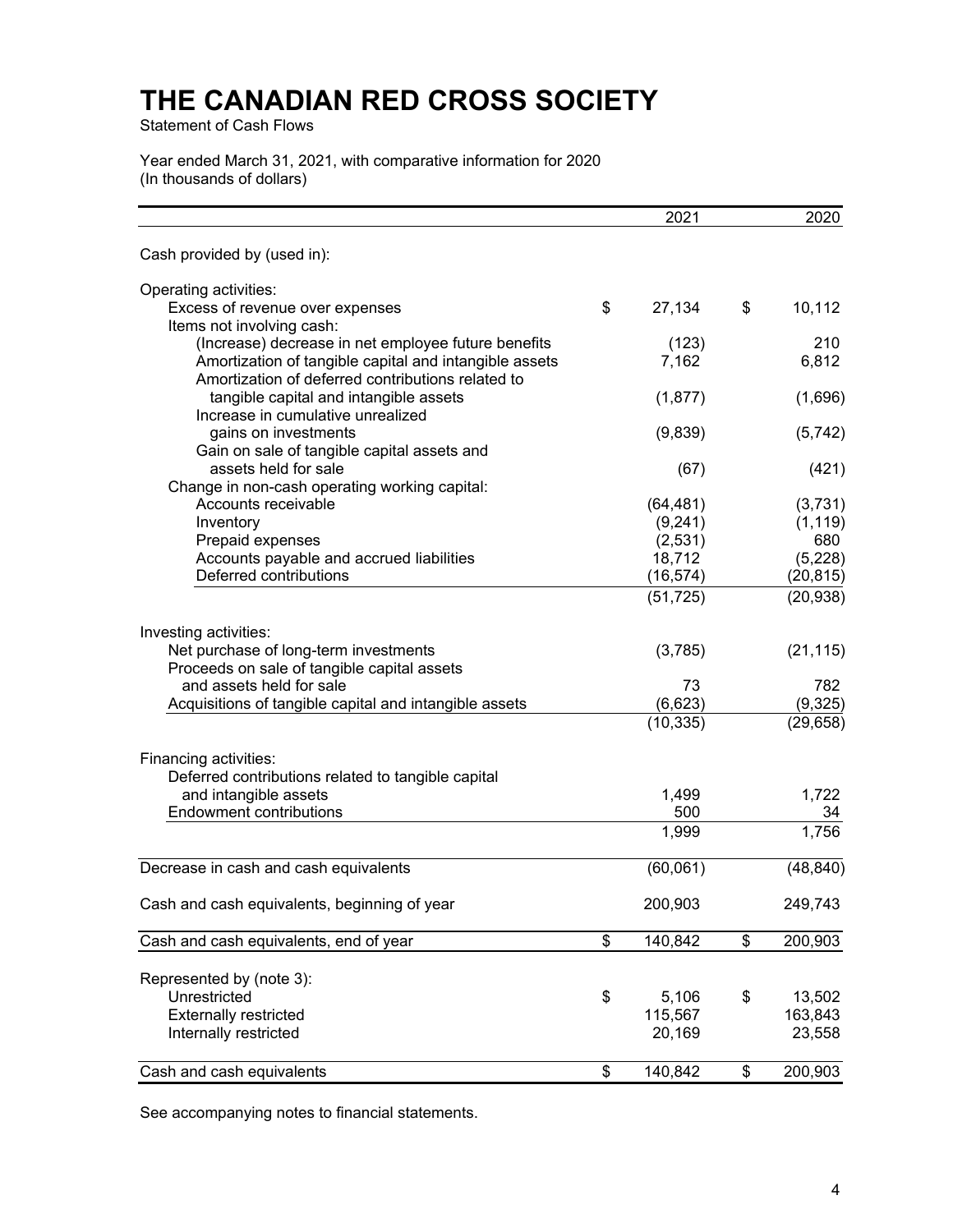# THE CANADIAN RED CROSS SOCIETY

Statement of Cash Flows

Year ended March 31, 2021, with comparative information for 2020
(In thousands of dollars)

| | 2021 | 2020 |
|---|---|---|
| Cash provided by (used in): | | |
| Operating activities: | | |
| Excess of revenue over expenses | $ 27,134 | $ 10,112 |
| Items not involving cash: | | |
| (Increase) decrease in net employee future benefits | (123) | 210 |
| Amortization of tangible capital and intangible assets | 7,162 | 6,812 |
| Amortization of deferred contributions related to tangible capital and intangible assets | (1,877) | (1,696) |
| Increase in cumulative unrealized gains on investments | (9,839) | (5,742) |
| Gain on sale of tangible capital assets and assets held for sale | (67) | (421) |
| Change in non-cash operating working capital: | | |
| Accounts receivable | (64,481) | (3,731) |
| Inventory | (9,241) | (1,119) |
| Prepaid expenses | (2,531) | 680 |
| Accounts payable and accrued liabilities | 18,712 | (5,228) |
| Deferred contributions | (16,574) | (20,815) |
| | (51,725) | (20,938) |
| Investing activities: | | |
| Net purchase of long-term investments | (3,785) | (21,115) |
| Proceeds on sale of tangible capital assets and assets held for sale | 73 | 782 |
| Acquisitions of tangible capital and intangible assets | (6,623) | (9,325) |
| | (10,335) | (29,658) |
| Financing activities: | | |
| Deferred contributions related to tangible capital and intangible assets | 1,499 | 1,722 |
| Endowment contributions | 500 | 34 |
| | 1,999 | 1,756 |
| Decrease in cash and cash equivalents | (60,061) | (48,840) |
| Cash and cash equivalents, beginning of year | 200,903 | 249,743 |
| Cash and cash equivalents, end of year | $ 140,842 | $ 200,903 |
| Represented by (note 3): | | |
| Unrestricted | $ 5,106 | $ 13,502 |
| Externally restricted | 115,567 | 163,843 |
| Internally restricted | 20,169 | 23,558 |
| Cash and cash equivalents | $ 140,842 | $ 200,903 |

See accompanying notes to financial statements.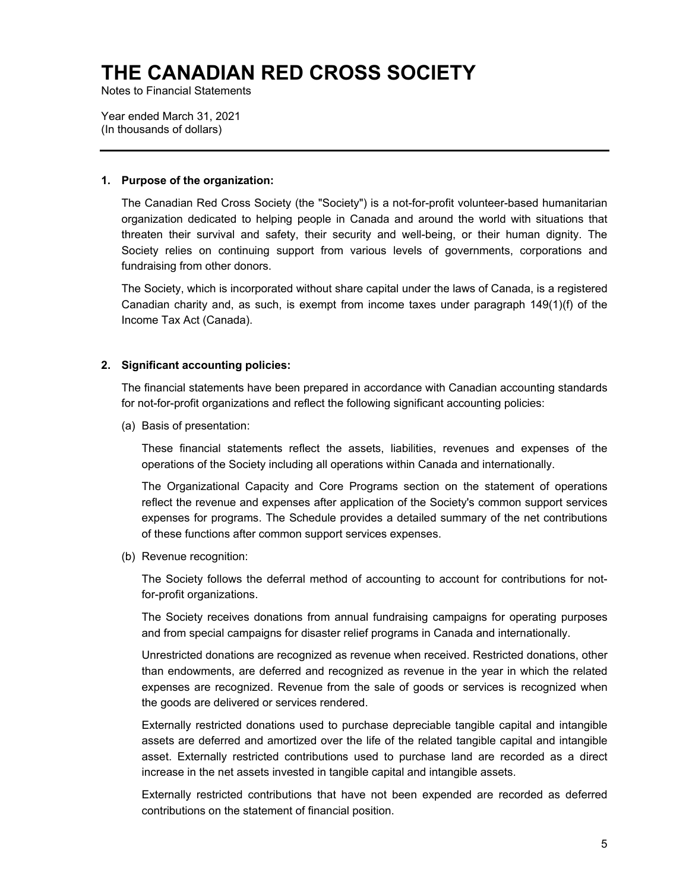# THE CANADIAN RED CROSS SOCIETY

Notes to Financial Statements

Year ended March 31, 2021
(In thousands of dollars)

---

**1. Purpose of the organization:**

The Canadian Red Cross Society (the "Society") is a not-for-profit volunteer-based humanitarian organization dedicated to helping people in Canada and around the world with situations that threaten their survival and safety, their security and well-being, or their human dignity. The Society relies on continuing support from various levels of governments, corporations and fundraising from other donors.

The Society, which is incorporated without share capital under the laws of Canada, is a registered Canadian charity and, as such, is exempt from income taxes under paragraph 149(1)(f) of the Income Tax Act (Canada).

**2. Significant accounting policies:**

The financial statements have been prepared in accordance with Canadian accounting standards for not-for-profit organizations and reflect the following significant accounting policies:

(a) Basis of presentation:

These financial statements reflect the assets, liabilities, revenues and expenses of the operations of the Society including all operations within Canada and internationally.

The Organizational Capacity and Core Programs section on the statement of operations reflect the revenue and expenses after application of the Society's common support services expenses for programs. The Schedule provides a detailed summary of the net contributions of these functions after common support services expenses.

(b) Revenue recognition:

The Society follows the deferral method of accounting to account for contributions for not-for-profit organizations.

The Society receives donations from annual fundraising campaigns for operating purposes and from special campaigns for disaster relief programs in Canada and internationally.

Unrestricted donations are recognized as revenue when received. Restricted donations, other than endowments, are deferred and recognized as revenue in the year in which the related expenses are recognized. Revenue from the sale of goods or services is recognized when the goods are delivered or services rendered.

Externally restricted donations used to purchase depreciable tangible capital and intangible assets are deferred and amortized over the life of the related tangible capital and intangible asset. Externally restricted contributions used to purchase land are recorded as a direct increase in the net assets invested in tangible capital and intangible assets.

Externally restricted contributions that have not been expended are recorded as deferred contributions on the statement of financial position.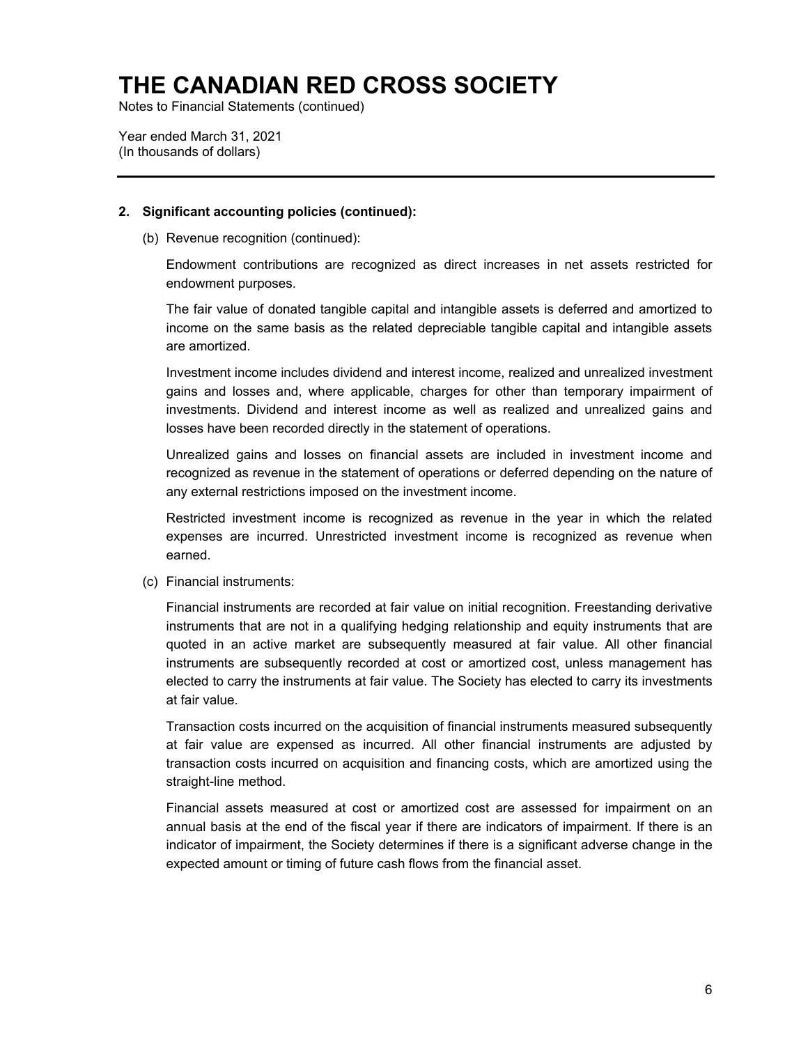# THE CANADIAN RED CROSS SOCIETY

Notes to Financial Statements (continued)

Year ended March 31, 2021
(In thousands of dollars)

**2. Significant accounting policies (continued):**

(b) Revenue recognition (continued):

Endowment contributions are recognized as direct increases in net assets restricted for endowment purposes.

The fair value of donated tangible capital and intangible assets is deferred and amortized to income on the same basis as the related depreciable tangible capital and intangible assets are amortized.

Investment income includes dividend and interest income, realized and unrealized investment gains and losses and, where applicable, charges for other than temporary impairment of investments. Dividend and interest income as well as realized and unrealized gains and losses have been recorded directly in the statement of operations.

Unrealized gains and losses on financial assets are included in investment income and recognized as revenue in the statement of operations or deferred depending on the nature of any external restrictions imposed on the investment income.

Restricted investment income is recognized as revenue in the year in which the related expenses are incurred. Unrestricted investment income is recognized as revenue when earned.

(c) Financial instruments:

Financial instruments are recorded at fair value on initial recognition. Freestanding derivative instruments that are not in a qualifying hedging relationship and equity instruments that are quoted in an active market are subsequently measured at fair value. All other financial instruments are subsequently recorded at cost or amortized cost, unless management has elected to carry the instruments at fair value. The Society has elected to carry its investments at fair value.

Transaction costs incurred on the acquisition of financial instruments measured subsequently at fair value are expensed as incurred. All other financial instruments are adjusted by transaction costs incurred on acquisition and financing costs, which are amortized using the straight-line method.

Financial assets measured at cost or amortized cost are assessed for impairment on an annual basis at the end of the fiscal year if there are indicators of impairment. If there is an indicator of impairment, the Society determines if there is a significant adverse change in the expected amount or timing of future cash flows from the financial asset.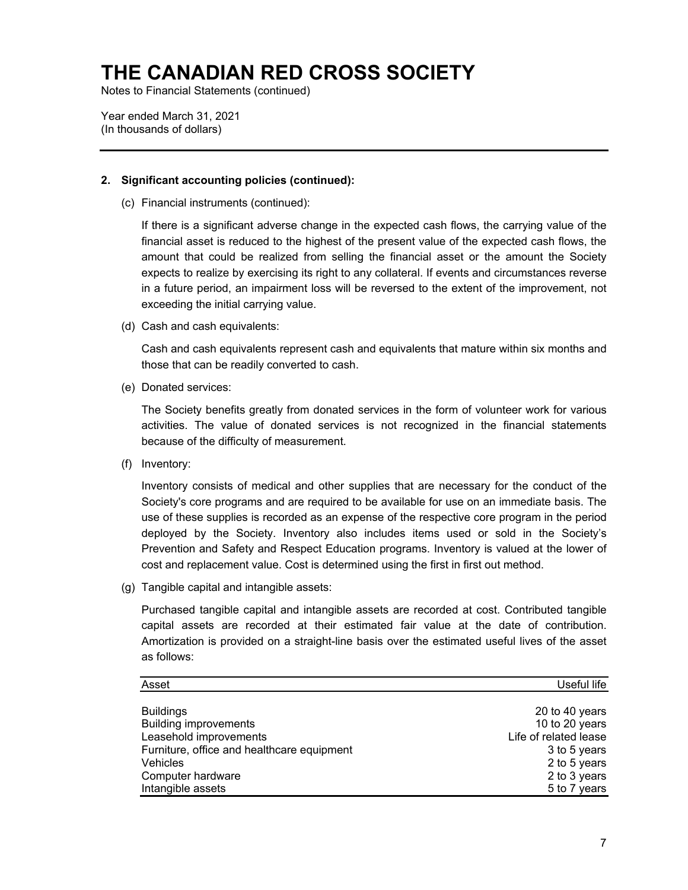# THE CANADIAN RED CROSS SOCIETY

Notes to Financial Statements (continued)

Year ended March 31, 2021
(In thousands of dollars)

**2. Significant accounting policies (continued):**

(c) Financial instruments (continued):

If there is a significant adverse change in the expected cash flows, the carrying value of the financial asset is reduced to the highest of the present value of the expected cash flows, the amount that could be realized from selling the financial asset or the amount the Society expects to realize by exercising its right to any collateral. If events and circumstances reverse in a future period, an impairment loss will be reversed to the extent of the improvement, not exceeding the initial carrying value.

(d) Cash and cash equivalents:

Cash and cash equivalents represent cash and equivalents that mature within six months and those that can be readily converted to cash.

(e) Donated services:

The Society benefits greatly from donated services in the form of volunteer work for various activities. The value of donated services is not recognized in the financial statements because of the difficulty of measurement.

(f) Inventory:

Inventory consists of medical and other supplies that are necessary for the conduct of the Society's core programs and are required to be available for use on an immediate basis. The use of these supplies is recorded as an expense of the respective core program in the period deployed by the Society. Inventory also includes items used or sold in the Society's Prevention and Safety and Respect Education programs. Inventory is valued at the lower of cost and replacement value. Cost is determined using the first in first out method.

(g) Tangible capital and intangible assets:

Purchased tangible capital and intangible assets are recorded at cost. Contributed tangible capital assets are recorded at their estimated fair value at the date of contribution. Amortization is provided on a straight-line basis over the estimated useful lives of the asset as follows:

| Asset | Useful life |
|---|---:|
| Buildings | 20 to 40 years |
| Building improvements | 10 to 20 years |
| Leasehold improvements | Life of related lease |
| Furniture, office and healthcare equipment | 3 to 5 years |
| Vehicles | 2 to 5 years |
| Computer hardware | 2 to 3 years |
| Intangible assets | 5 to 7 years |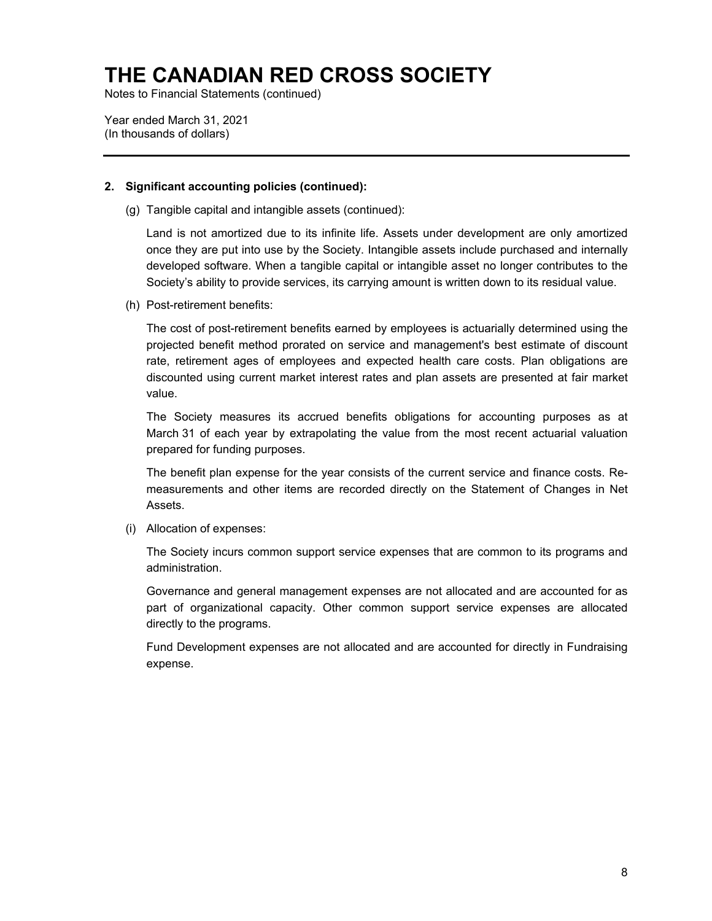# THE CANADIAN RED CROSS SOCIETY

Notes to Financial Statements (continued)

Year ended March 31, 2021
(In thousands of dollars)

**2. Significant accounting policies (continued):**

(g) Tangible capital and intangible assets (continued):

Land is not amortized due to its infinite life. Assets under development are only amortized once they are put into use by the Society. Intangible assets include purchased and internally developed software. When a tangible capital or intangible asset no longer contributes to the Society's ability to provide services, its carrying amount is written down to its residual value.

(h) Post-retirement benefits:

The cost of post-retirement benefits earned by employees is actuarially determined using the projected benefit method prorated on service and management's best estimate of discount rate, retirement ages of employees and expected health care costs. Plan obligations are discounted using current market interest rates and plan assets are presented at fair market value.

The Society measures its accrued benefits obligations for accounting purposes as at March 31 of each year by extrapolating the value from the most recent actuarial valuation prepared for funding purposes.

The benefit plan expense for the year consists of the current service and finance costs. Re-measurements and other items are recorded directly on the Statement of Changes in Net Assets.

(i) Allocation of expenses:

The Society incurs common support service expenses that are common to its programs and administration.

Governance and general management expenses are not allocated and are accounted for as part of organizational capacity. Other common support service expenses are allocated directly to the programs.

Fund Development expenses are not allocated and are accounted for directly in Fundraising expense.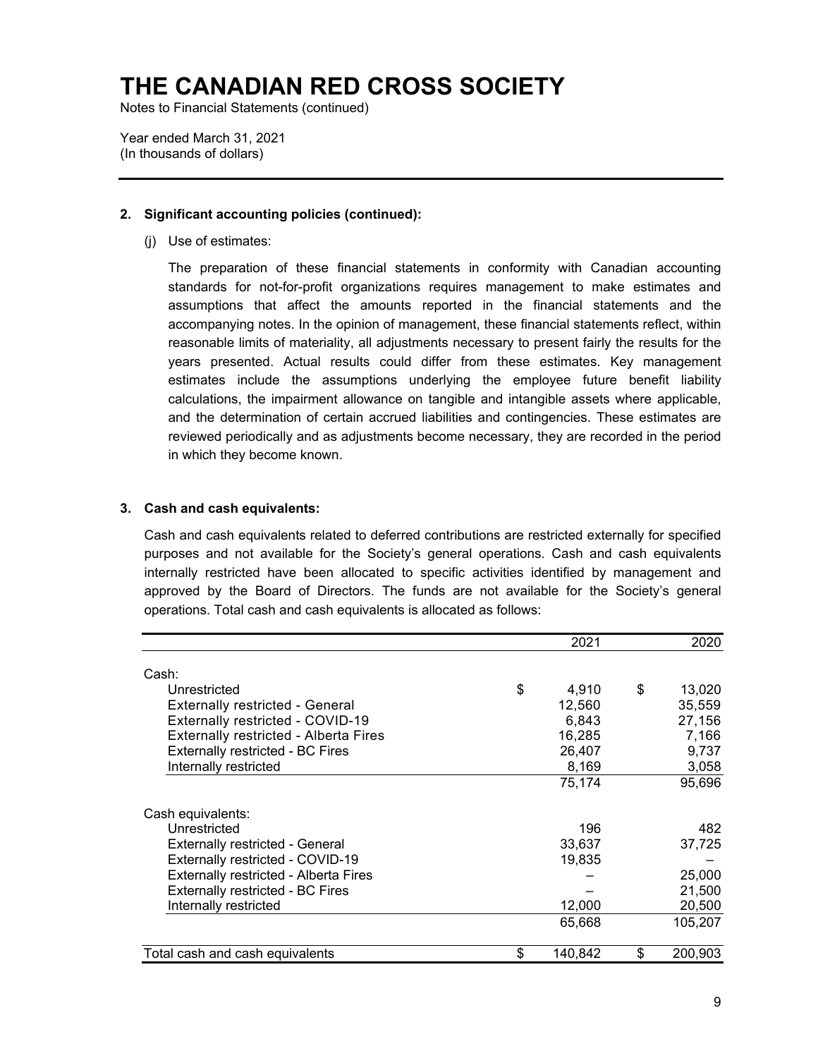# THE CANADIAN RED CROSS SOCIETY

Notes to Financial Statements (continued)

Year ended March 31, 2021
(In thousands of dollars)

**2. Significant accounting policies (continued):**

(j) Use of estimates:

The preparation of these financial statements in conformity with Canadian accounting standards for not-for-profit organizations requires management to make estimates and assumptions that affect the amounts reported in the financial statements and the accompanying notes. In the opinion of management, these financial statements reflect, within reasonable limits of materiality, all adjustments necessary to present fairly the results for the years presented. Actual results could differ from these estimates. Key management estimates include the assumptions underlying the employee future benefit liability calculations, the impairment allowance on tangible and intangible assets where applicable, and the determination of certain accrued liabilities and contingencies. These estimates are reviewed periodically and as adjustments become necessary, they are recorded in the period in which they become known.

**3. Cash and cash equivalents:**

Cash and cash equivalents related to deferred contributions are restricted externally for specified purposes and not available for the Society's general operations. Cash and cash equivalents internally restricted have been allocated to specific activities identified by management and approved by the Board of Directors. The funds are not available for the Society's general operations. Total cash and cash equivalents is allocated as follows:

| | 2021 | 2020 |
|---|---|---|
| Cash: | | |
| Unrestricted | $ 4,910 | $ 13,020 |
| Externally restricted - General | 12,560 | 35,559 |
| Externally restricted - COVID-19 | 6,843 | 27,156 |
| Externally restricted - Alberta Fires | 16,285 | 7,166 |
| Externally restricted - BC Fires | 26,407 | 9,737 |
| Internally restricted | 8,169 | 3,058 |
| | 75,174 | 95,696 |
| Cash equivalents: | | |
| Unrestricted | 196 | 482 |
| Externally restricted - General | 33,637 | 37,725 |
| Externally restricted - COVID-19 | 19,835 | – |
| Externally restricted - Alberta Fires | – | 25,000 |
| Externally restricted - BC Fires | – | 21,500 |
| Internally restricted | 12,000 | 20,500 |
| | 65,668 | 105,207 |
| Total cash and cash equivalents | $ 140,842 | $ 200,903 |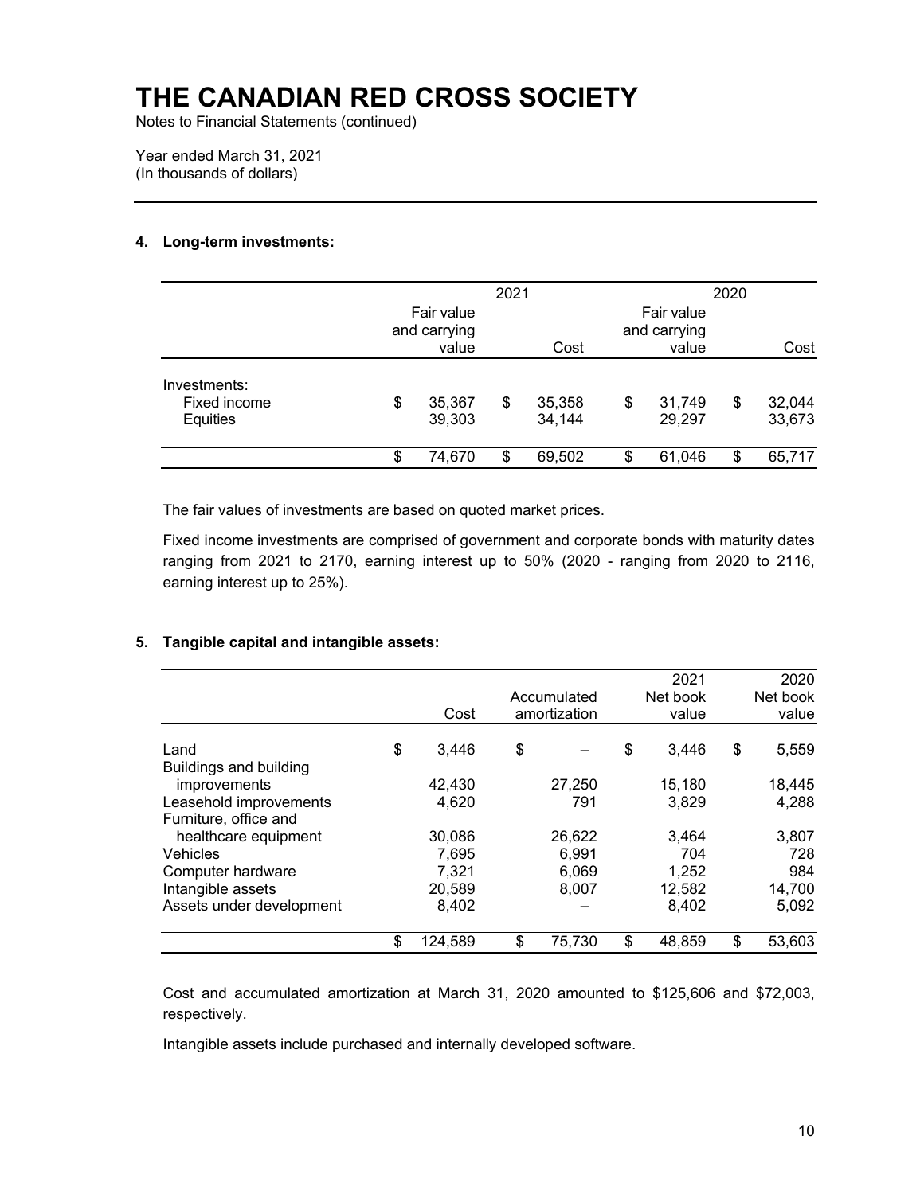# THE CANADIAN RED CROSS SOCIETY

Notes to Financial Statements (continued)

Year ended March 31, 2021
(In thousands of dollars)

### 4. Long-term investments:

| | 2021 | | 2020 | |
|---|---|---|---|---|
| | Fair value and carrying value | Cost | Fair value and carrying value | Cost |
| Investments: | | | | |
| Fixed income | $ 35,367 | $ 35,358 | $ 31,749 | $ 32,044 |
| Equities | 39,303 | 34,144 | 29,297 | 33,673 |
| | $ 74,670 | $ 69,502 | $ 61,046 | $ 65,717 |

The fair values of investments are based on quoted market prices.

Fixed income investments are comprised of government and corporate bonds with maturity dates ranging from 2021 to 2170, earning interest up to 50% (2020 - ranging from 2020 to 2116, earning interest up to 25%).

### 5. Tangible capital and intangible assets:

| | Cost | Accumulated amortization | 2021 Net book value | 2020 Net book value |
|---|---|---|---|---|
| Land | $ 3,446 | $ – | $ 3,446 | $ 5,559 |
| Buildings and building improvements | 42,430 | 27,250 | 15,180 | 18,445 |
| Leasehold improvements | 4,620 | 791 | 3,829 | 4,288 |
| Furniture, office and healthcare equipment | 30,086 | 26,622 | 3,464 | 3,807 |
| Vehicles | 7,695 | 6,991 | 704 | 728 |
| Computer hardware | 7,321 | 6,069 | 1,252 | 984 |
| Intangible assets | 20,589 | 8,007 | 12,582 | 14,700 |
| Assets under development | 8,402 | – | 8,402 | 5,092 |
| | $ 124,589 | $ 75,730 | $ 48,859 | $ 53,603 |

Cost and accumulated amortization at March 31, 2020 amounted to $125,606 and $72,003, respectively.

Intangible assets include purchased and internally developed software.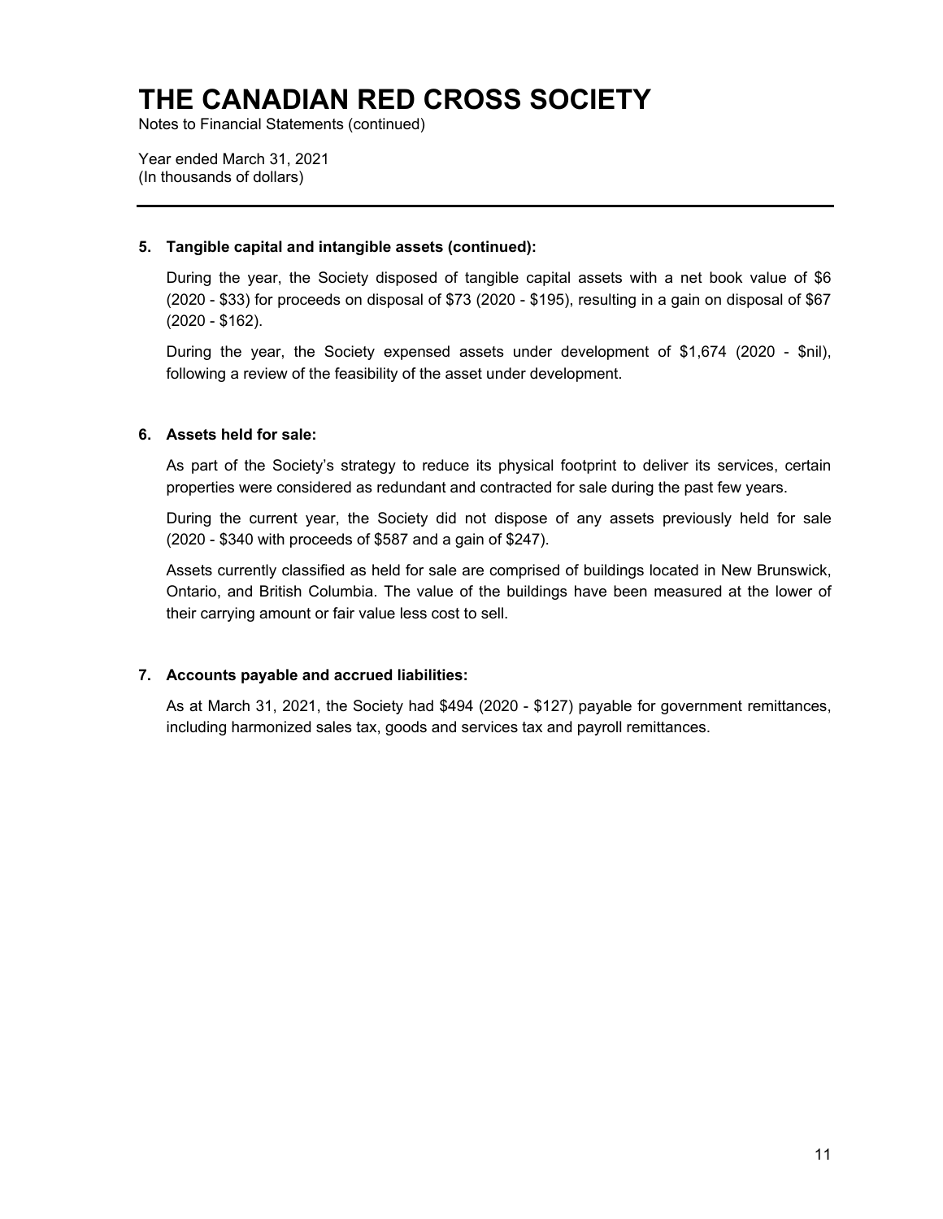# THE CANADIAN RED CROSS SOCIETY

Notes to Financial Statements (continued)

Year ended March 31, 2021
(In thousands of dollars)

---

**5. Tangible capital and intangible assets (continued):**

During the year, the Society disposed of tangible capital assets with a net book value of $6 (2020 - $33) for proceeds on disposal of $73 (2020 - $195), resulting in a gain on disposal of $67 (2020 - $162).

During the year, the Society expensed assets under development of $1,674 (2020 - $nil), following a review of the feasibility of the asset under development.

**6. Assets held for sale:**

As part of the Society's strategy to reduce its physical footprint to deliver its services, certain properties were considered as redundant and contracted for sale during the past few years.

During the current year, the Society did not dispose of any assets previously held for sale (2020 - $340 with proceeds of $587 and a gain of $247).

Assets currently classified as held for sale are comprised of buildings located in New Brunswick, Ontario, and British Columbia. The value of the buildings have been measured at the lower of their carrying amount or fair value less cost to sell.

**7. Accounts payable and accrued liabilities:**

As at March 31, 2021, the Society had $494 (2020 - $127) payable for government remittances, including harmonized sales tax, goods and services tax and payroll remittances.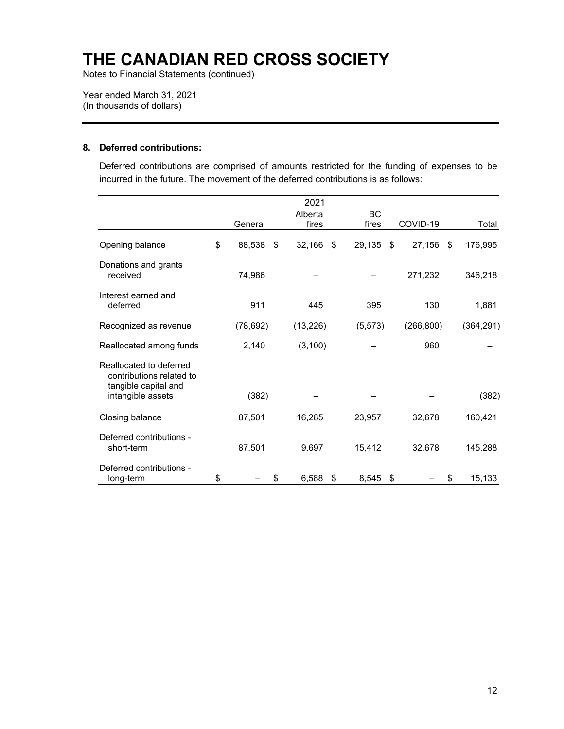# THE CANADIAN RED CROSS SOCIETY

Notes to Financial Statements (continued)

Year ended March 31, 2021
(In thousands of dollars)

## 8. Deferred contributions:

Deferred contributions are comprised of amounts restricted for the funding of expenses to be incurred in the future. The movement of the deferred contributions is as follows:

| | 2021 | | | | |
|---|---|---|---|---|---|
| | General | Alberta fires | BC fires | COVID-19 | Total |
| Opening balance | $ 88,538 | $ 32,166 | $ 29,135 | $ 27,156 | $ 176,995 |
| Donations and grants received | 74,986 | – | – | 271,232 | 346,218 |
| Interest earned and deferred | 911 | 445 | 395 | 130 | 1,881 |
| Recognized as revenue | (78,692) | (13,226) | (5,573) | (266,800) | (364,291) |
| Reallocated among funds | 2,140 | (3,100) | – | 960 | – |
| Reallocated to deferred contributions related to tangible capital and intangible assets | (382) | – | – | – | (382) |
| Closing balance | 87,501 | 16,285 | 23,957 | 32,678 | 160,421 |
| Deferred contributions - short-term | 87,501 | 9,697 | 15,412 | 32,678 | 145,288 |
| Deferred contributions - long-term | $ – | $ 6,588 | $ 8,545 | $ – | $ 15,133 |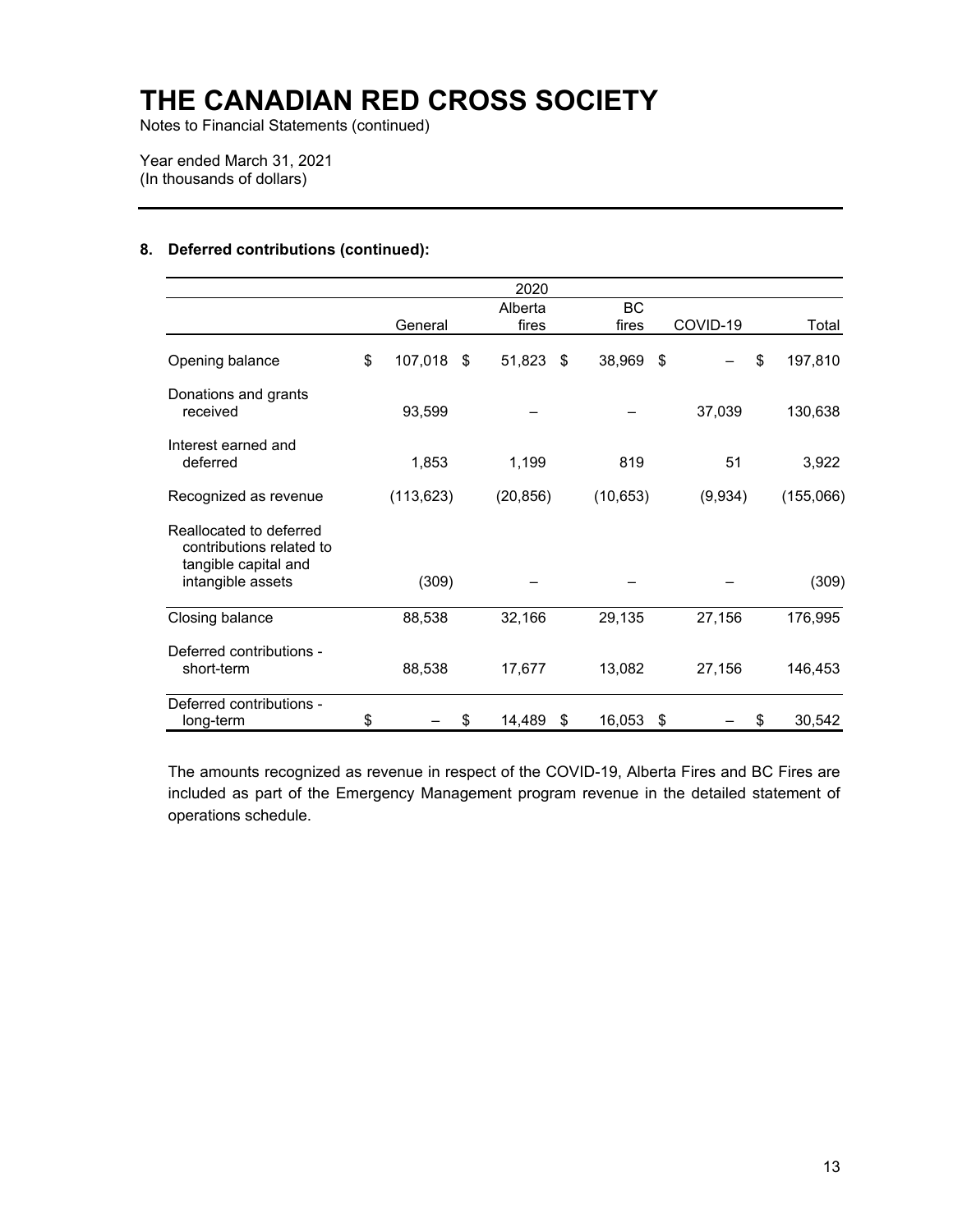# THE CANADIAN RED CROSS SOCIETY

Notes to Financial Statements (continued)

Year ended March 31, 2021
(In thousands of dollars)

## 8. Deferred contributions (continued):

| 2020 | General | Alberta fires | BC fires | COVID-19 | Total |
|---|---|---|---|---|---|
| Opening balance | $ 107,018 | $ 51,823 | $ 38,969 | $ – | $ 197,810 |
| Donations and grants received | 93,599 | – | – | 37,039 | 130,638 |
| Interest earned and deferred | 1,853 | 1,199 | 819 | 51 | 3,922 |
| Recognized as revenue | (113,623) | (20,856) | (10,653) | (9,934) | (155,066) |
| Reallocated to deferred contributions related to tangible capital and intangible assets | (309) | – | – | – | (309) |
| Closing balance | 88,538 | 32,166 | 29,135 | 27,156 | 176,995 |
| Deferred contributions - short-term | 88,538 | 17,677 | 13,082 | 27,156 | 146,453 |
| Deferred contributions - long-term | $ – | $ 14,489 | $ 16,053 | $ – | $ 30,542 |

The amounts recognized as revenue in respect of the COVID-19, Alberta Fires and BC Fires are included as part of the Emergency Management program revenue in the detailed statement of operations schedule.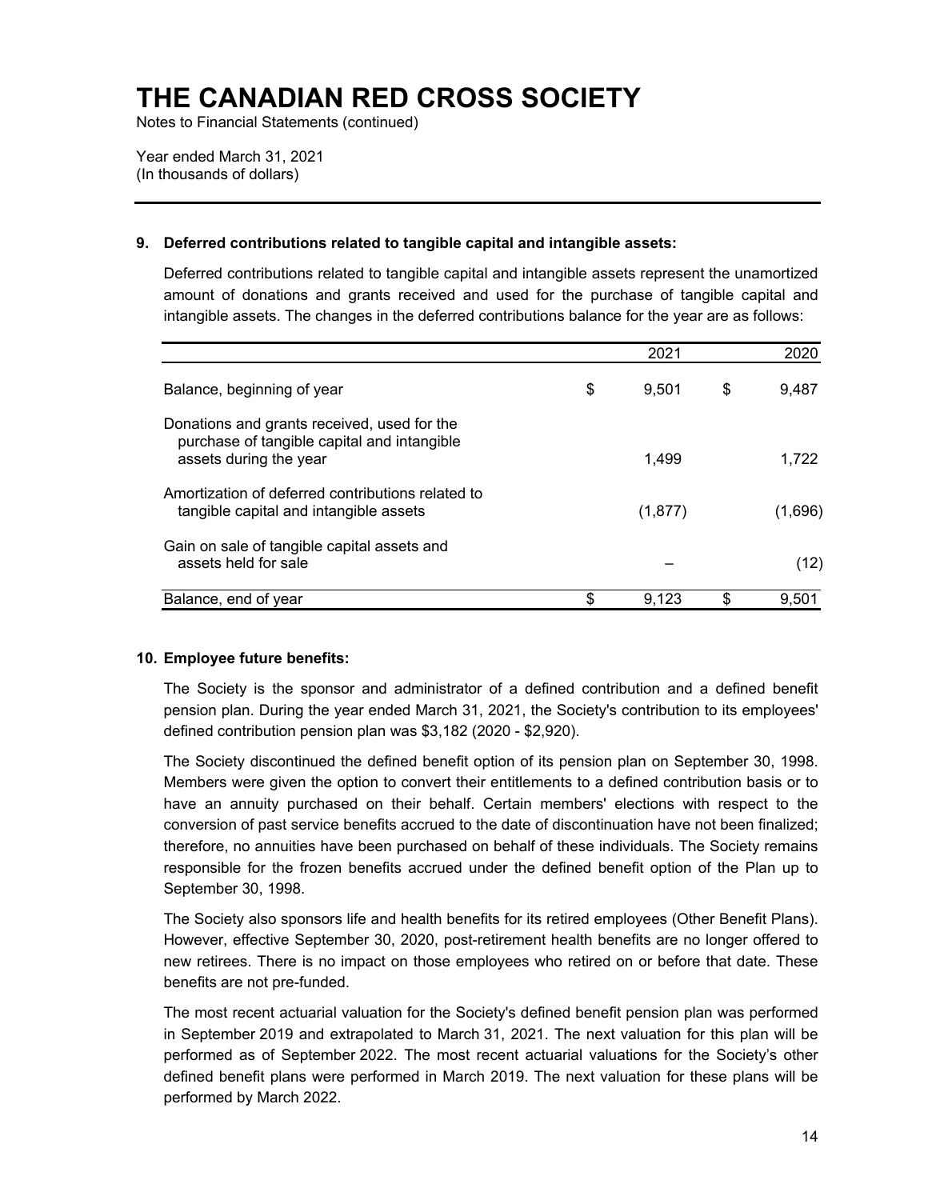# THE CANADIAN RED CROSS SOCIETY

Notes to Financial Statements (continued)

Year ended March 31, 2021
(In thousands of dollars)

## 9. Deferred contributions related to tangible capital and intangible assets:

Deferred contributions related to tangible capital and intangible assets represent the unamortized amount of donations and grants received and used for the purchase of tangible capital and intangible assets. The changes in the deferred contributions balance for the year are as follows:

| | 2021 | 2020 |
|---|---|---|
| Balance, beginning of year | $ 9,501 | $ 9,487 |
| Donations and grants received, used for the purchase of tangible capital and intangible assets during the year | 1,499 | 1,722 |
| Amortization of deferred contributions related to tangible capital and intangible assets | (1,877) | (1,696) |
| Gain on sale of tangible capital assets and assets held for sale | – | (12) |
| Balance, end of year | $ 9,123 | $ 9,501 |

## 10. Employee future benefits:

The Society is the sponsor and administrator of a defined contribution and a defined benefit pension plan. During the year ended March 31, 2021, the Society's contribution to its employees' defined contribution pension plan was $3,182 (2020 - $2,920).

The Society discontinued the defined benefit option of its pension plan on September 30, 1998. Members were given the option to convert their entitlements to a defined contribution basis or to have an annuity purchased on their behalf. Certain members' elections with respect to the conversion of past service benefits accrued to the date of discontinuation have not been finalized; therefore, no annuities have been purchased on behalf of these individuals. The Society remains responsible for the frozen benefits accrued under the defined benefit option of the Plan up to September 30, 1998.

The Society also sponsors life and health benefits for its retired employees (Other Benefit Plans). However, effective September 30, 2020, post-retirement health benefits are no longer offered to new retirees. There is no impact on those employees who retired on or before that date. These benefits are not pre-funded.

The most recent actuarial valuation for the Society's defined benefit pension plan was performed in September 2019 and extrapolated to March 31, 2021. The next valuation for this plan will be performed as of September 2022. The most recent actuarial valuations for the Society's other defined benefit plans were performed in March 2019. The next valuation for these plans will be performed by March 2022.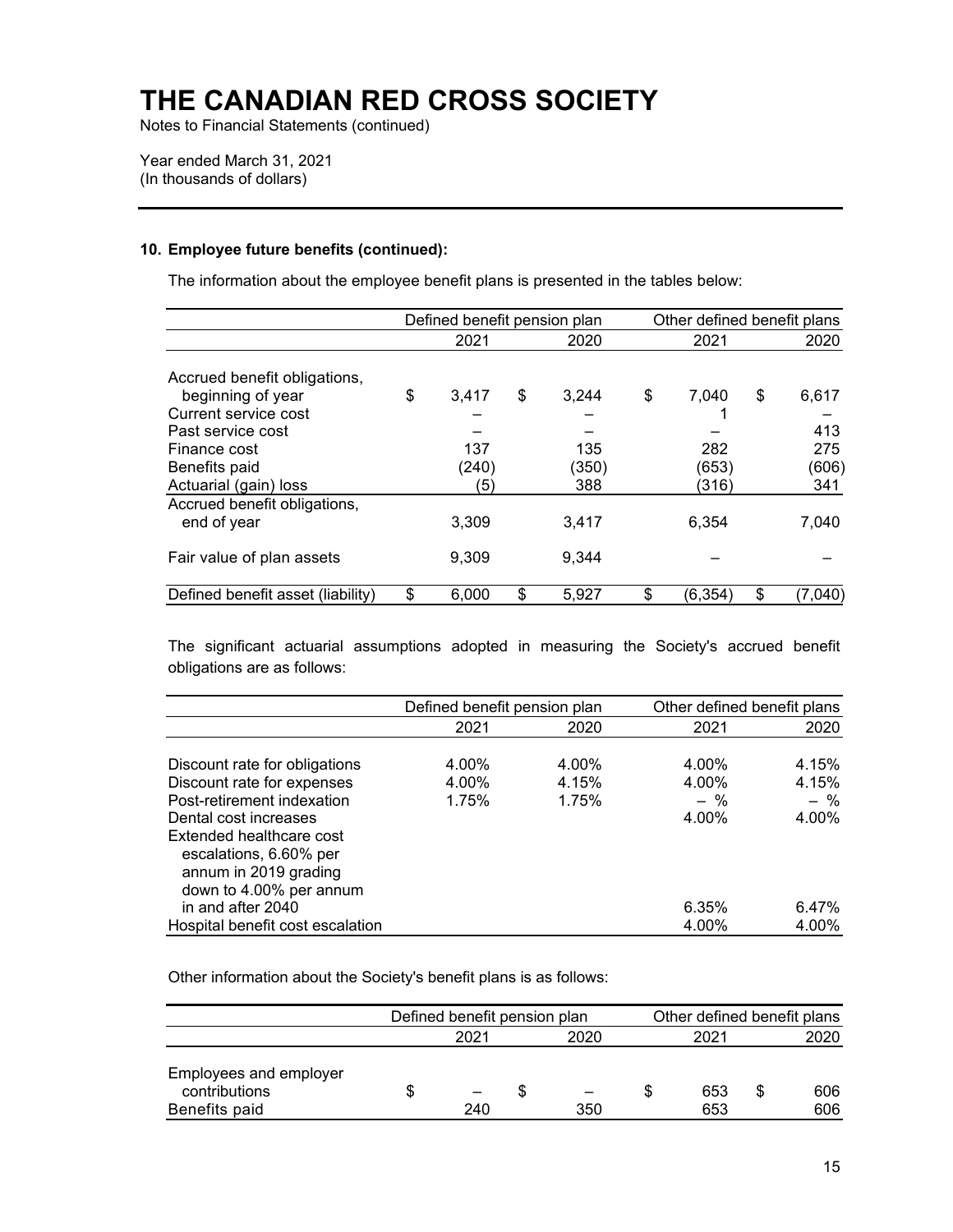# THE CANADIAN RED CROSS SOCIETY

Notes to Financial Statements (continued)

Year ended March 31, 2021
(In thousands of dollars)

### 10. Employee future benefits (continued):

The information about the employee benefit plans is presented in the tables below:

| | Defined benefit pension plan | | Other defined benefit plans | |
|---|---|---|---|---|
| | 2021 | 2020 | 2021 | 2020 |
| Accrued benefit obligations, beginning of year | $ 3,417 | $ 3,244 | $ 7,040 | $ 6,617 |
| Current service cost | – | – | 1 | – |
| Past service cost | – | – | – | 413 |
| Finance cost | 137 | 135 | 282 | 275 |
| Benefits paid | (240) | (350) | (653) | (606) |
| Actuarial (gain) loss | (5) | 388 | (316) | 341 |
| Accrued benefit obligations, end of year | 3,309 | 3,417 | 6,354 | 7,040 |
| Fair value of plan assets | 9,309 | 9,344 | – | – |
| Defined benefit asset (liability) | $ 6,000 | $ 5,927 | $ (6,354) | $ (7,040) |

The significant actuarial assumptions adopted in measuring the Society's accrued benefit obligations are as follows:

| | Defined benefit pension plan | | Other defined benefit plans | |
|---|---|---|---|---|
| | 2021 | 2020 | 2021 | 2020 |
| Discount rate for obligations | 4.00% | 4.00% | 4.00% | 4.15% |
| Discount rate for expenses | 4.00% | 4.15% | 4.00% | 4.15% |
| Post-retirement indexation | 1.75% | 1.75% | – % | – % |
| Dental cost increases | | | 4.00% | 4.00% |
| Extended healthcare cost escalations, 6.60% per annum in 2019 grading down to 4.00% per annum in and after 2040 | | | 6.35% | 6.47% |
| Hospital benefit cost escalation | | | 4.00% | 4.00% |

Other information about the Society's benefit plans is as follows:

| | Defined benefit pension plan | | Other defined benefit plans | |
|---|---|---|---|---|
| | 2021 | 2020 | 2021 | 2020 |
| Employees and employer contributions | $ – | $ – | $ 653 | $ 606 |
| Benefits paid | 240 | 350 | 653 | 606 |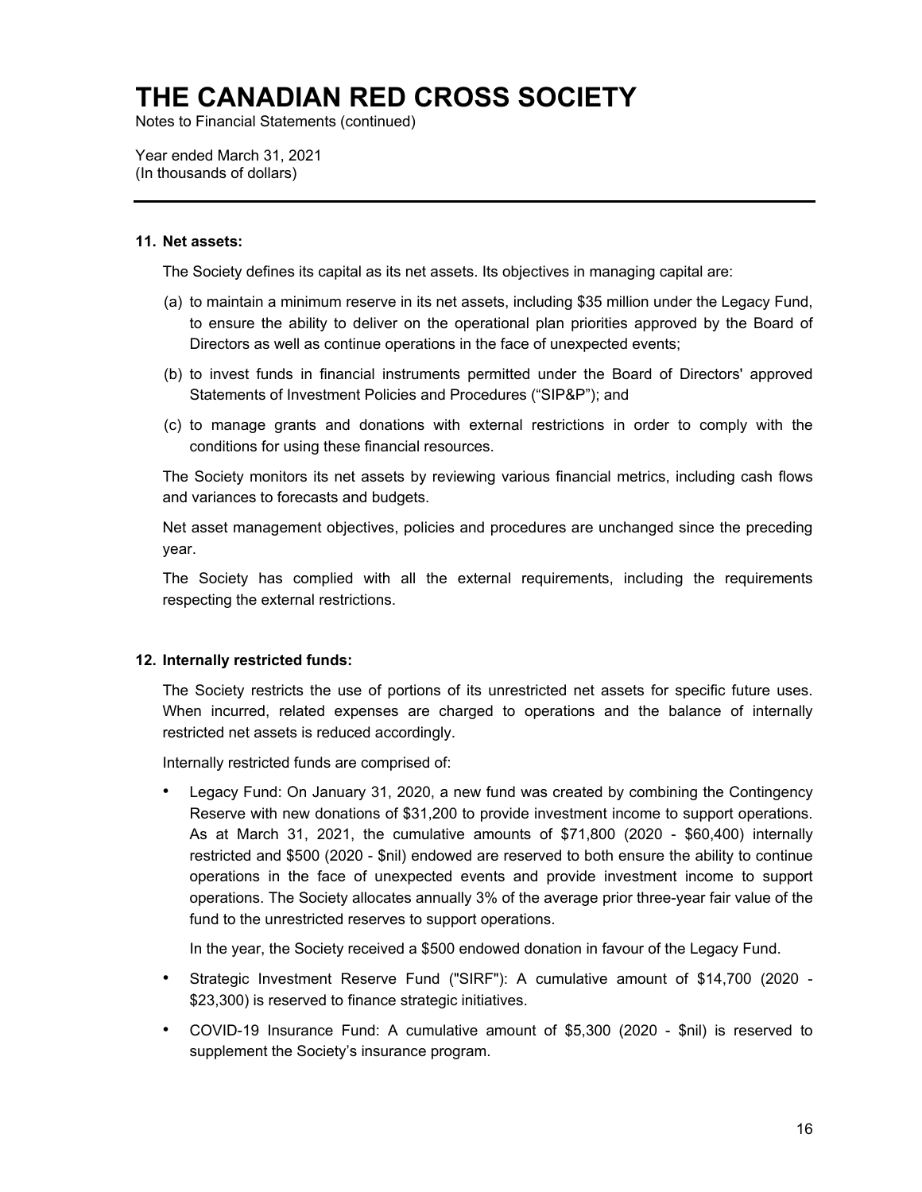# THE CANADIAN RED CROSS SOCIETY

Notes to Financial Statements (continued)

Year ended March 31, 2021
(In thousands of dollars)

---

### 11. Net assets:

The Society defines its capital as its net assets. Its objectives in managing capital are:

(a) to maintain a minimum reserve in its net assets, including $35 million under the Legacy Fund, to ensure the ability to deliver on the operational plan priorities approved by the Board of Directors as well as continue operations in the face of unexpected events;

(b) to invest funds in financial instruments permitted under the Board of Directors' approved Statements of Investment Policies and Procedures ("SIP&P"); and

(c) to manage grants and donations with external restrictions in order to comply with the conditions for using these financial resources.

The Society monitors its net assets by reviewing various financial metrics, including cash flows and variances to forecasts and budgets.

Net asset management objectives, policies and procedures are unchanged since the preceding year.

The Society has complied with all the external requirements, including the requirements respecting the external restrictions.

### 12. Internally restricted funds:

The Society restricts the use of portions of its unrestricted net assets for specific future uses. When incurred, related expenses are charged to operations and the balance of internally restricted net assets is reduced accordingly.

Internally restricted funds are comprised of:

- Legacy Fund: On January 31, 2020, a new fund was created by combining the Contingency Reserve with new donations of $31,200 to provide investment income to support operations. As at March 31, 2021, the cumulative amounts of $71,800 (2020 - $60,400) internally restricted and $500 (2020 - $nil) endowed are reserved to both ensure the ability to continue operations in the face of unexpected events and provide investment income to support operations. The Society allocates annually 3% of the average prior three-year fair value of the fund to the unrestricted reserves to support operations.

  In the year, the Society received a $500 endowed donation in favour of the Legacy Fund.

- Strategic Investment Reserve Fund ("SIRF"): A cumulative amount of $14,700 (2020 - $23,300) is reserved to finance strategic initiatives.

- COVID-19 Insurance Fund: A cumulative amount of $5,300 (2020 - $nil) is reserved to supplement the Society's insurance program.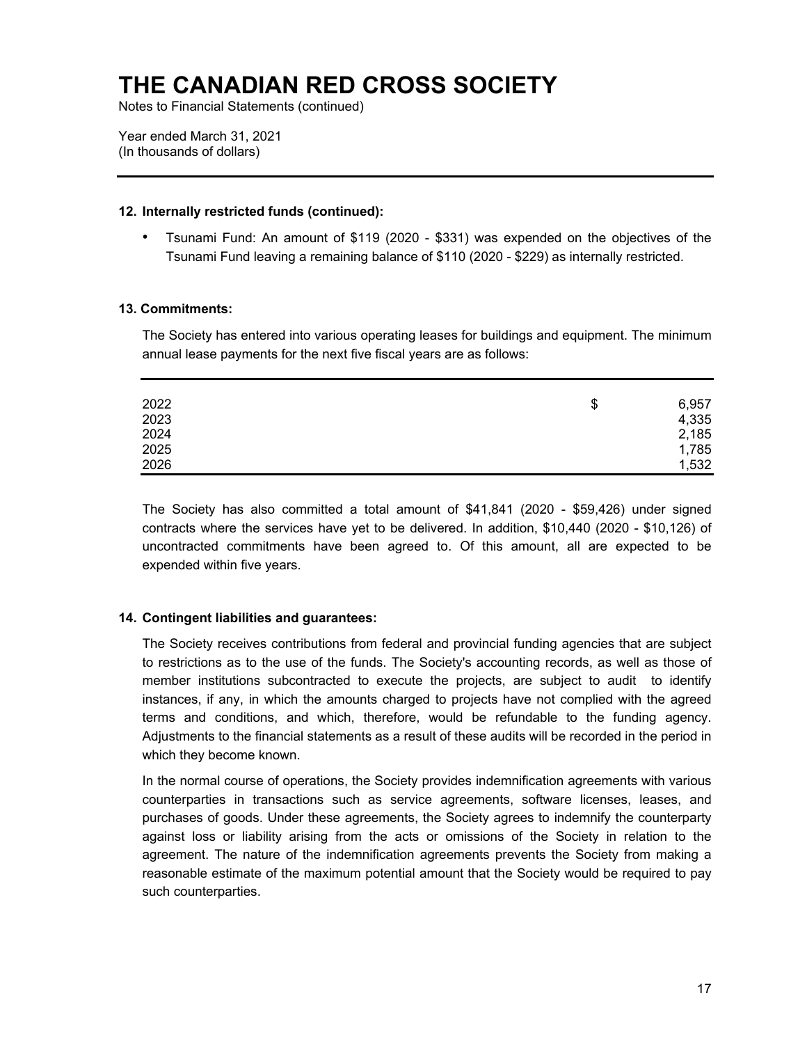# THE CANADIAN RED CROSS SOCIETY

Notes to Financial Statements (continued)

Year ended March 31, 2021
(In thousands of dollars)

### 12. Internally restricted funds (continued):

- Tsunami Fund: An amount of $119 (2020 - $331) was expended on the objectives of the Tsunami Fund leaving a remaining balance of $110 (2020 - $229) as internally restricted.

### 13. Commitments:

The Society has entered into various operating leases for buildings and equipment. The minimum annual lease payments for the next five fiscal years are as follows:

| | | |
|---|---|---|
| 2022 | $ | 6,957 |
| 2023 | | 4,335 |
| 2024 | | 2,185 |
| 2025 | | 1,785 |
| 2026 | | 1,532 |

The Society has also committed a total amount of $41,841 (2020 - $59,426) under signed contracts where the services have yet to be delivered. In addition, $10,440 (2020 - $10,126) of uncontracted commitments have been agreed to. Of this amount, all are expected to be expended within five years.

### 14. Contingent liabilities and guarantees:

The Society receives contributions from federal and provincial funding agencies that are subject to restrictions as to the use of the funds. The Society's accounting records, as well as those of member institutions subcontracted to execute the projects, are subject to audit to identify instances, if any, in which the amounts charged to projects have not complied with the agreed terms and conditions, and which, therefore, would be refundable to the funding agency. Adjustments to the financial statements as a result of these audits will be recorded in the period in which they become known.

In the normal course of operations, the Society provides indemnification agreements with various counterparties in transactions such as service agreements, software licenses, leases, and purchases of goods. Under these agreements, the Society agrees to indemnify the counterparty against loss or liability arising from the acts or omissions of the Society in relation to the agreement. The nature of the indemnification agreements prevents the Society from making a reasonable estimate of the maximum potential amount that the Society would be required to pay such counterparties.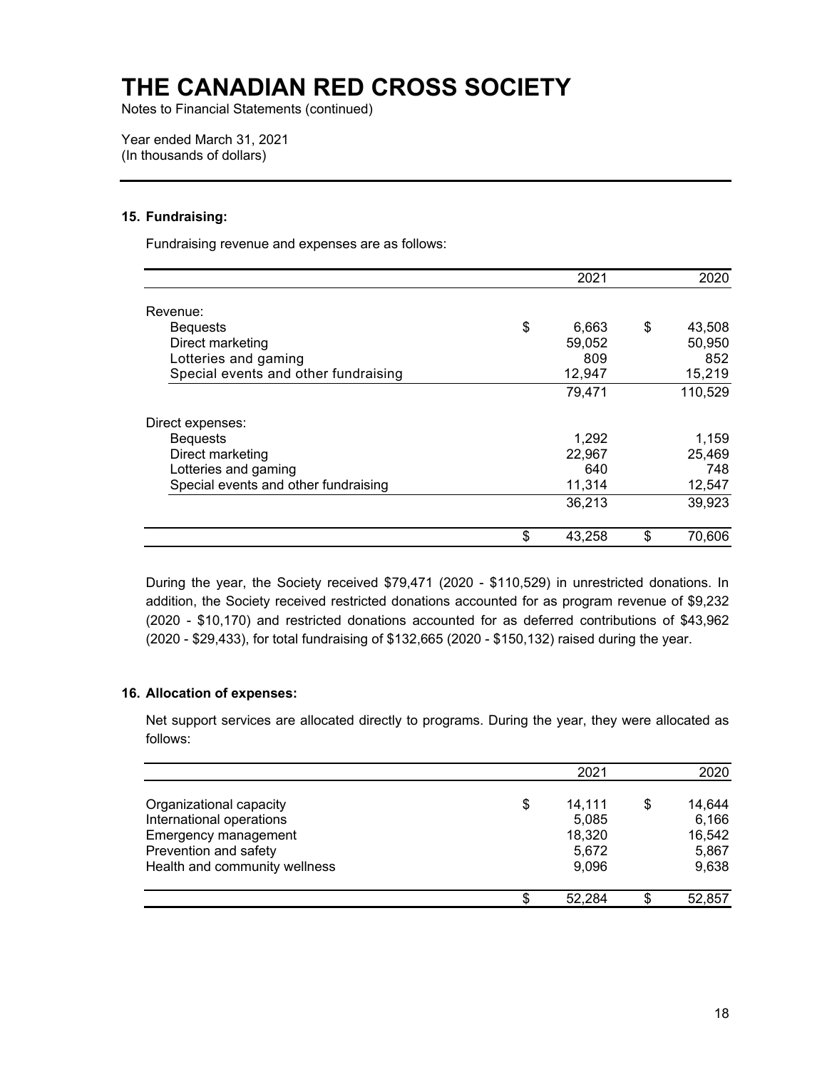# THE CANADIAN RED CROSS SOCIETY

Notes to Financial Statements (continued)

Year ended March 31, 2021
(In thousands of dollars)

### 15. Fundraising:

Fundraising revenue and expenses are as follows:

| | 2021 | 2020 |
|---|---|---|
| Revenue: | | |
| Bequests | $ 6,663 | $ 43,508 |
| Direct marketing | 59,052 | 50,950 |
| Lotteries and gaming | 809 | 852 |
| Special events and other fundraising | 12,947 | 15,219 |
| | 79,471 | 110,529 |
| Direct expenses: | | |
| Bequests | 1,292 | 1,159 |
| Direct marketing | 22,967 | 25,469 |
| Lotteries and gaming | 640 | 748 |
| Special events and other fundraising | 11,314 | 12,547 |
| | 36,213 | 39,923 |
| | $ 43,258 | $ 70,606 |

During the year, the Society received $79,471 (2020 - $110,529) in unrestricted donations. In addition, the Society received restricted donations accounted for as program revenue of $9,232 (2020 - $10,170) and restricted donations accounted for as deferred contributions of $43,962 (2020 - $29,433), for total fundraising of $132,665 (2020 - $150,132) raised during the year.

### 16. Allocation of expenses:

Net support services are allocated directly to programs. During the year, they were allocated as follows:

| | 2021 | 2020 |
|---|---|---|
| Organizational capacity | $ 14,111 | $ 14,644 |
| International operations | 5,085 | 6,166 |
| Emergency management | 18,320 | 16,542 |
| Prevention and safety | 5,672 | 5,867 |
| Health and community wellness | 9,096 | 9,638 |
| | $ 52,284 | $ 52,857 |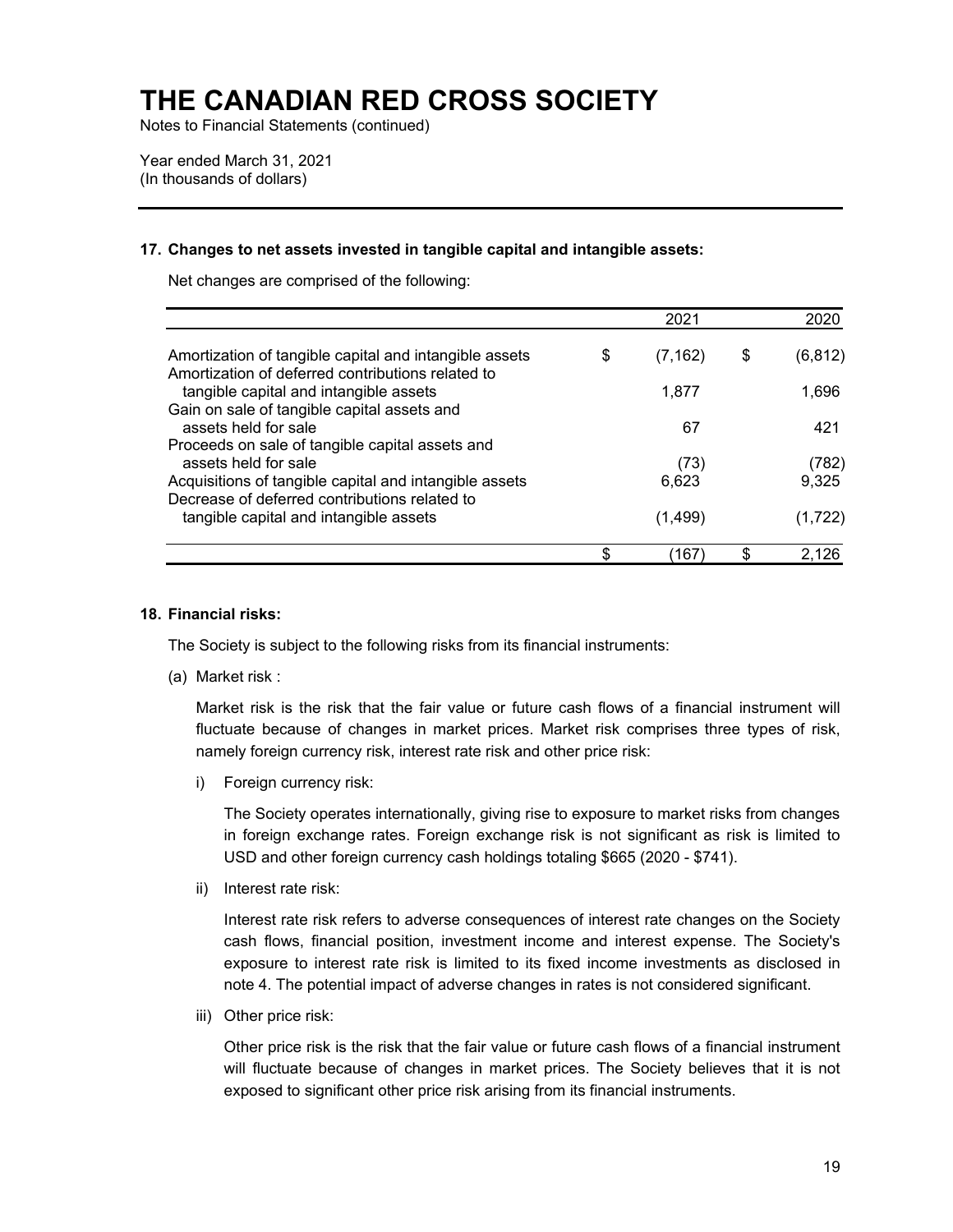# THE CANADIAN RED CROSS SOCIETY

Notes to Financial Statements (continued)

Year ended March 31, 2021
(In thousands of dollars)

### 17. Changes to net assets invested in tangible capital and intangible assets:

Net changes are comprised of the following:

| | 2021 | 2020 |
|---|---|---|
| Amortization of tangible capital and intangible assets | $ (7,162) | $ (6,812) |
| Amortization of deferred contributions related to tangible capital and intangible assets | 1,877 | 1,696 |
| Gain on sale of tangible capital assets and assets held for sale | 67 | 421 |
| Proceeds on sale of tangible capital assets and assets held for sale | (73) | (782) |
| Acquisitions of tangible capital and intangible assets | 6,623 | 9,325 |
| Decrease of deferred contributions related to tangible capital and intangible assets | (1,499) | (1,722) |
| | $ (167) | $ 2,126 |

### 18. Financial risks:

The Society is subject to the following risks from its financial instruments:

(a) Market risk :

Market risk is the risk that the fair value or future cash flows of a financial instrument will fluctuate because of changes in market prices. Market risk comprises three types of risk, namely foreign currency risk, interest rate risk and other price risk:

i) Foreign currency risk:

The Society operates internationally, giving rise to exposure to market risks from changes in foreign exchange rates. Foreign exchange risk is not significant as risk is limited to USD and other foreign currency cash holdings totaling $665 (2020 - $741).

ii) Interest rate risk:

Interest rate risk refers to adverse consequences of interest rate changes on the Society cash flows, financial position, investment income and interest expense. The Society's exposure to interest rate risk is limited to its fixed income investments as disclosed in note 4. The potential impact of adverse changes in rates is not considered significant.

iii) Other price risk:

Other price risk is the risk that the fair value or future cash flows of a financial instrument will fluctuate because of changes in market prices. The Society believes that it is not exposed to significant other price risk arising from its financial instruments.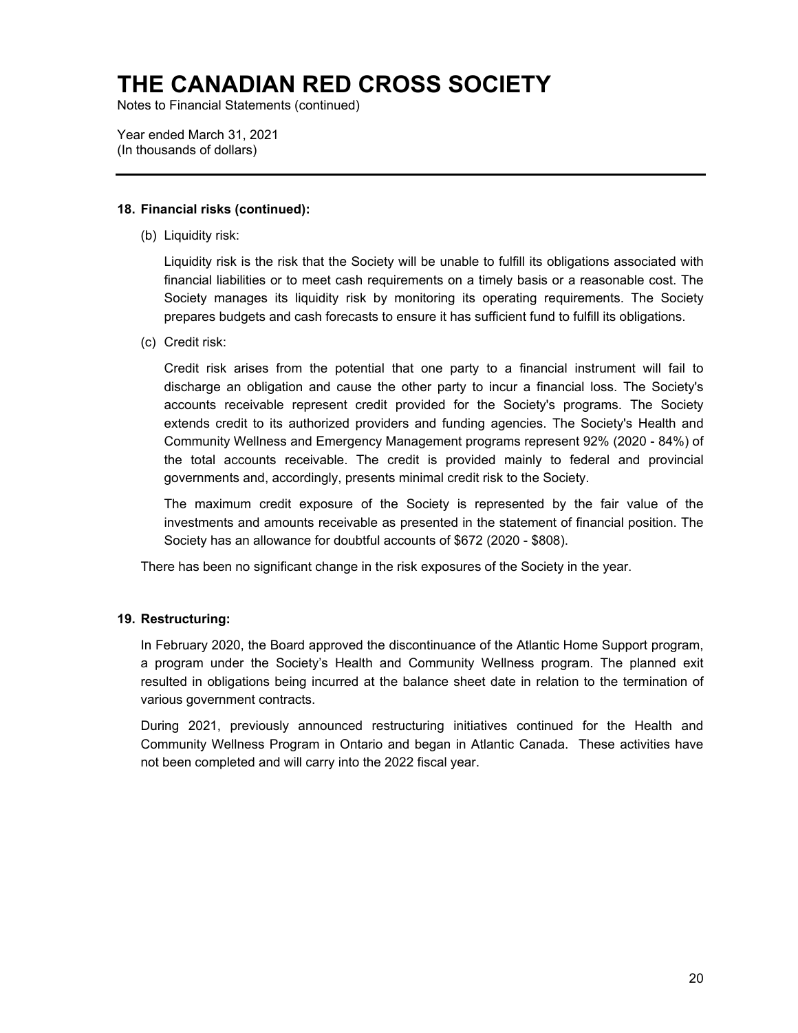# THE CANADIAN RED CROSS SOCIETY

Notes to Financial Statements (continued)

Year ended March 31, 2021
(In thousands of dollars)

---

**18. Financial risks (continued):**

(b) Liquidity risk:

Liquidity risk is the risk that the Society will be unable to fulfill its obligations associated with financial liabilities or to meet cash requirements on a timely basis or a reasonable cost. The Society manages its liquidity risk by monitoring its operating requirements. The Society prepares budgets and cash forecasts to ensure it has sufficient fund to fulfill its obligations.

(c) Credit risk:

Credit risk arises from the potential that one party to a financial instrument will fail to discharge an obligation and cause the other party to incur a financial loss. The Society's accounts receivable represent credit provided for the Society's programs. The Society extends credit to its authorized providers and funding agencies. The Society's Health and Community Wellness and Emergency Management programs represent 92% (2020 - 84%) of the total accounts receivable. The credit is provided mainly to federal and provincial governments and, accordingly, presents minimal credit risk to the Society.

The maximum credit exposure of the Society is represented by the fair value of the investments and amounts receivable as presented in the statement of financial position. The Society has an allowance for doubtful accounts of $672 (2020 - $808).

There has been no significant change in the risk exposures of the Society in the year.

**19. Restructuring:**

In February 2020, the Board approved the discontinuance of the Atlantic Home Support program, a program under the Society's Health and Community Wellness program. The planned exit resulted in obligations being incurred at the balance sheet date in relation to the termination of various government contracts.

During 2021, previously announced restructuring initiatives continued for the Health and Community Wellness Program in Ontario and began in Atlantic Canada. These activities have not been completed and will carry into the 2022 fiscal year.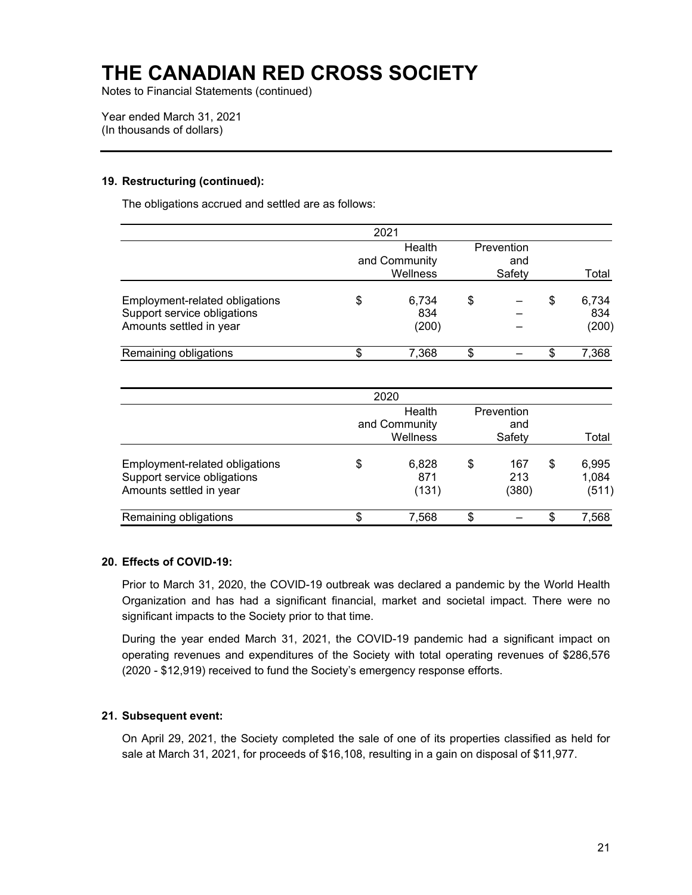# THE CANADIAN RED CROSS SOCIETY

Notes to Financial Statements (continued)

Year ended March 31, 2021
(In thousands of dollars)

---

### 19. Restructuring (continued):

The obligations accrued and settled are as follows:

| 2021 | Health and Community Wellness | Prevention and Safety | Total |
|---|---|---|---|
| Employment-related obligations | $ 6,734 | $ – | $ 6,734 |
| Support service obligations | 834 | – | 834 |
| Amounts settled in year | (200) | – | (200) |
| Remaining obligations | $ 7,368 | $ – | $ 7,368 |

| 2020 | Health and Community Wellness | Prevention and Safety | Total |
|---|---|---|---|
| Employment-related obligations | $ 6,828 | $ 167 | $ 6,995 |
| Support service obligations | 871 | 213 | 1,084 |
| Amounts settled in year | (131) | (380) | (511) |
| Remaining obligations | $ 7,568 | $ – | $ 7,568 |

### 20. Effects of COVID-19:

Prior to March 31, 2020, the COVID-19 outbreak was declared a pandemic by the World Health Organization and has had a significant financial, market and societal impact. There were no significant impacts to the Society prior to that time.

During the year ended March 31, 2021, the COVID-19 pandemic had a significant impact on operating revenues and expenditures of the Society with total operating revenues of $286,576 (2020 - $12,919) received to fund the Society's emergency response efforts.

### 21. Subsequent event:

On April 29, 2021, the Society completed the sale of one of its properties classified as held for sale at March 31, 2021, for proceeds of $16,108, resulting in a gain on disposal of $11,977.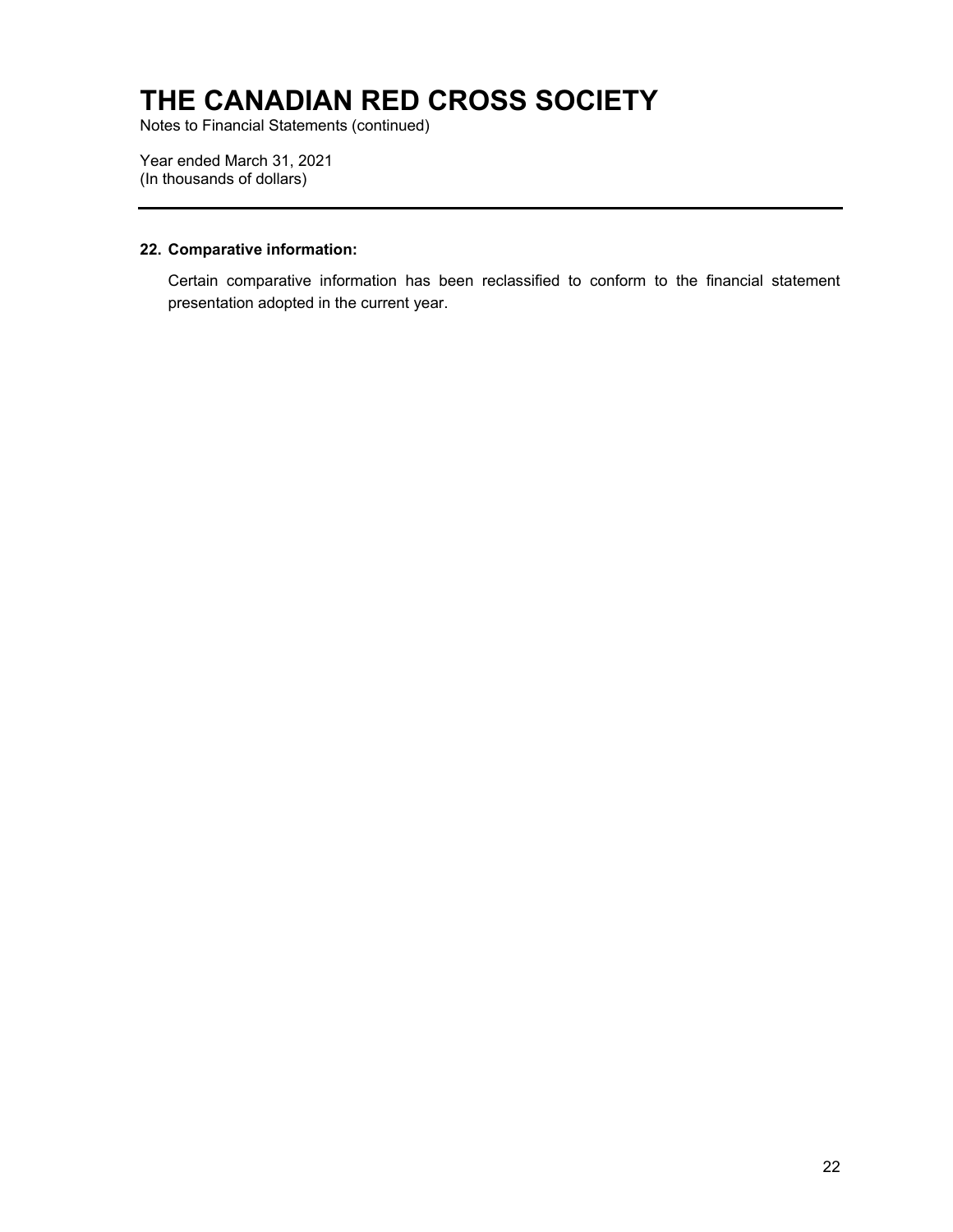# THE CANADIAN RED CROSS SOCIETY

Notes to Financial Statements (continued)

Year ended March 31, 2021
(In thousands of dollars)

**22. Comparative information:**

Certain comparative information has been reclassified to conform to the financial statement presentation adopted in the current year.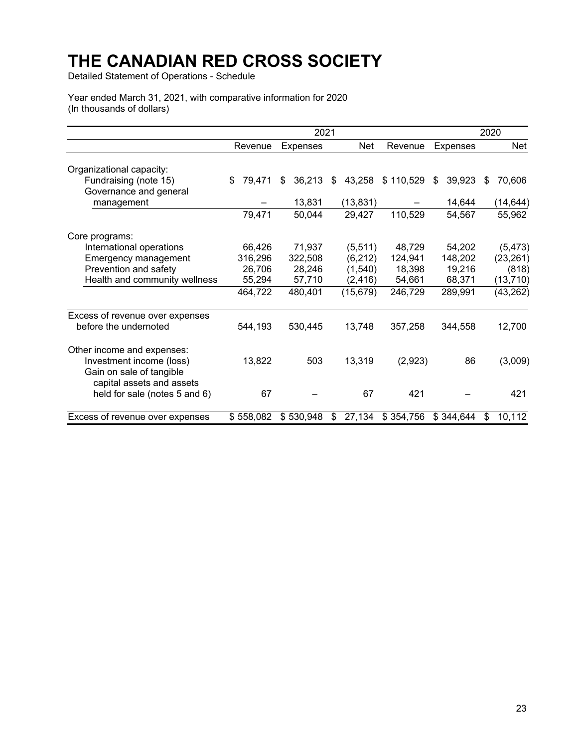# THE CANADIAN RED CROSS SOCIETY

Detailed Statement of Operations - Schedule

Year ended March 31, 2021, with comparative information for 2020
(In thousands of dollars)

| | 2021 | | | 2020 | | |
|---|---|---|---|---|---|---|
| | Revenue | Expenses | Net | Revenue | Expenses | Net |
| **Organizational capacity:** | | | | | | |
| Fundraising (note 15) | $ 79,471 | $ 36,213 | $ 43,258 | $ 110,529 | $ 39,923 | $ 70,606 |
| Governance and general management | – | 13,831 | (13,831) | – | 14,644 | (14,644) |
| | 79,471 | 50,044 | 29,427 | 110,529 | 54,567 | 55,962 |
| **Core programs:** | | | | | | |
| International operations | 66,426 | 71,937 | (5,511) | 48,729 | 54,202 | (5,473) |
| Emergency management | 316,296 | 322,508 | (6,212) | 124,941 | 148,202 | (23,261) |
| Prevention and safety | 26,706 | 28,246 | (1,540) | 18,398 | 19,216 | (818) |
| Health and community wellness | 55,294 | 57,710 | (2,416) | 54,661 | 68,371 | (13,710) |
| | 464,722 | 480,401 | (15,679) | 246,729 | 289,991 | (43,262) |
| Excess of revenue over expenses before the undernoted | 544,193 | 530,445 | 13,748 | 357,258 | 344,558 | 12,700 |
| **Other income and expenses:** | | | | | | |
| Investment income (loss) | 13,822 | 503 | 13,319 | (2,923) | 86 | (3,009) |
| Gain on sale of tangible capital assets and assets held for sale (notes 5 and 6) | 67 | – | 67 | 421 | – | 421 |
| Excess of revenue over expenses | $ 558,082 | $ 530,948 | $ 27,134 | $ 354,756 | $ 344,644 | $ 10,112 |